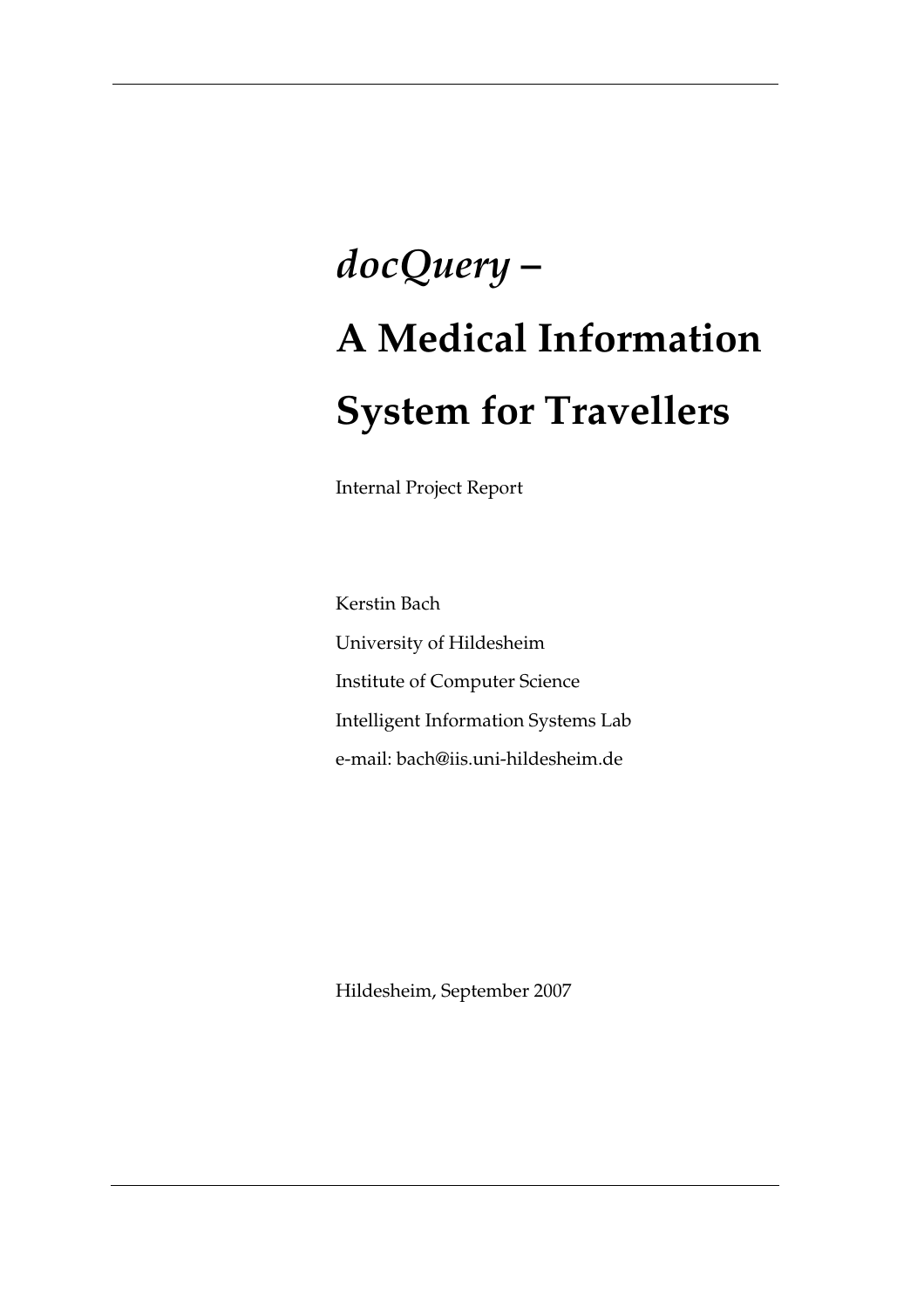# *docQuery* – A Medical Information System for Travellers

Internal Project Report

Kerstin Bach

University of Hildesheim

Institute of Computer Science

Intelligent Information Systems Lab

e-mail: bach@iis.uni-hildesheim.de

Hildesheim, September 2007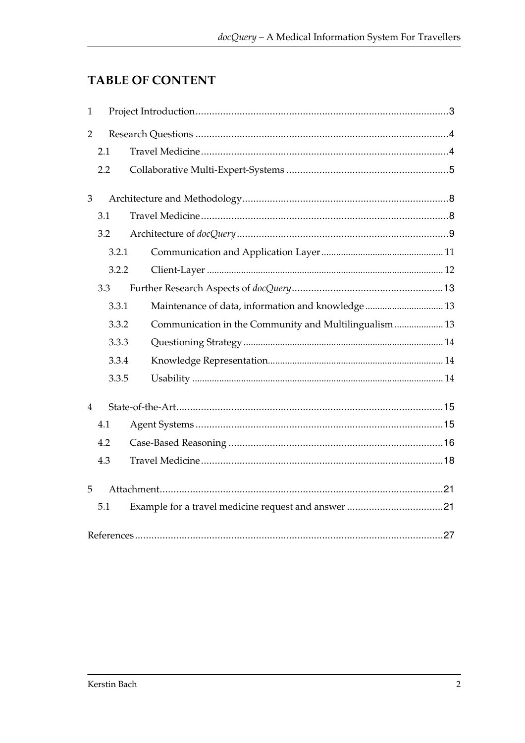# TABLE OF CONTENT

1 Project Introduction ... 3

2 Research Questions ... 4

- 2.1 Travel Medicine ... 4
- 2.2 Collaborative Multi-Expert-Systems ... 5

3 Architecture and Methodology ... 8

- 3.1 Travel Medicine ... 8
- 3.2 Architecture of *docQuery* ... 9
  - 3.2.1 Communication and Application Layer ... 11
  - 3.2.2 Client-Layer ... 12
- 3.3 Further Research Aspects of *docQuery* ... 13
  - 3.3.1 Maintenance of data, information and knowledge ... 13
  - 3.3.2 Communication in the Community and Multilingualism ... 13
  - 3.3.3 Questioning Strategy ... 14
  - 3.3.4 Knowledge Representation ... 14
  - 3.3.5 Usability ... 14

4 State-of-the-Art ... 15

- 4.1 Agent Systems ... 15
- 4.2 Case-Based Reasoning ... 16
- 4.3 Travel Medicine ... 18

5 Attachment ... 21

- 5.1 Example for a travel medicine request and answer ... 21

References ... 27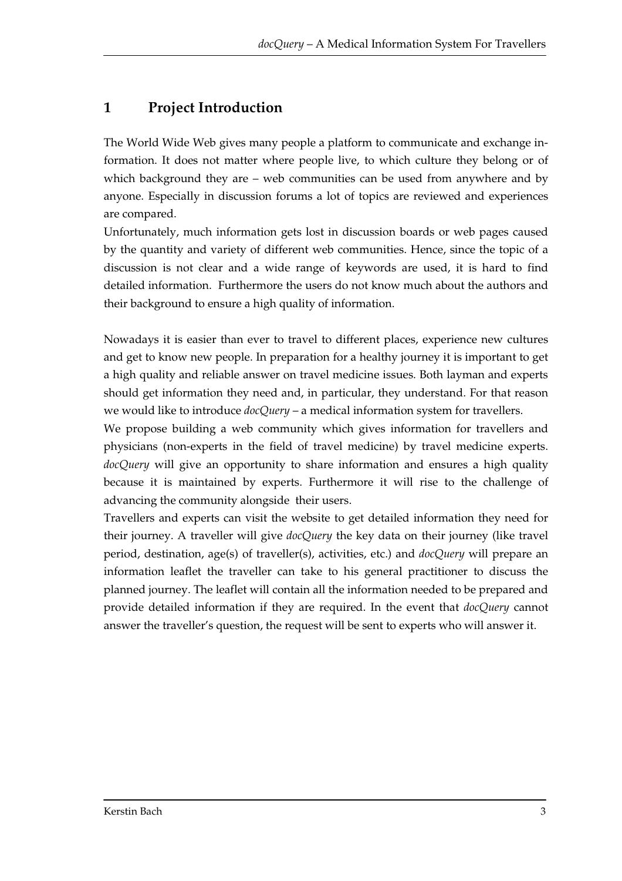# 1 Project Introduction

The World Wide Web gives many people a platform to communicate and exchange information. It does not matter where people live, to which culture they belong or of which background they are – web communities can be used from anywhere and by anyone. Especially in discussion forums a lot of topics are reviewed and experiences are compared.

Unfortunately, much information gets lost in discussion boards or web pages caused by the quantity and variety of different web communities. Hence, since the topic of a discussion is not clear and a wide range of keywords are used, it is hard to find detailed information. Furthermore the users do not know much about the authors and their background to ensure a high quality of information.

Nowadays it is easier than ever to travel to different places, experience new cultures and get to know new people. In preparation for a healthy journey it is important to get a high quality and reliable answer on travel medicine issues. Both layman and experts should get information they need and, in particular, they understand. For that reason we would like to introduce *docQuery* – a medical information system for travellers.

We propose building a web community which gives information for travellers and physicians (non-experts in the field of travel medicine) by travel medicine experts. *docQuery* will give an opportunity to share information and ensures a high quality because it is maintained by experts. Furthermore it will rise to the challenge of advancing the community alongside their users.

Travellers and experts can visit the website to get detailed information they need for their journey. A traveller will give *docQuery* the key data on their journey (like travel period, destination, age(s) of traveller(s), activities, etc.) and *docQuery* will prepare an information leaflet the traveller can take to his general practitioner to discuss the planned journey. The leaflet will contain all the information needed to be prepared and provide detailed information if they are required. In the event that *docQuery* cannot answer the traveller's question, the request will be sent to experts who will answer it.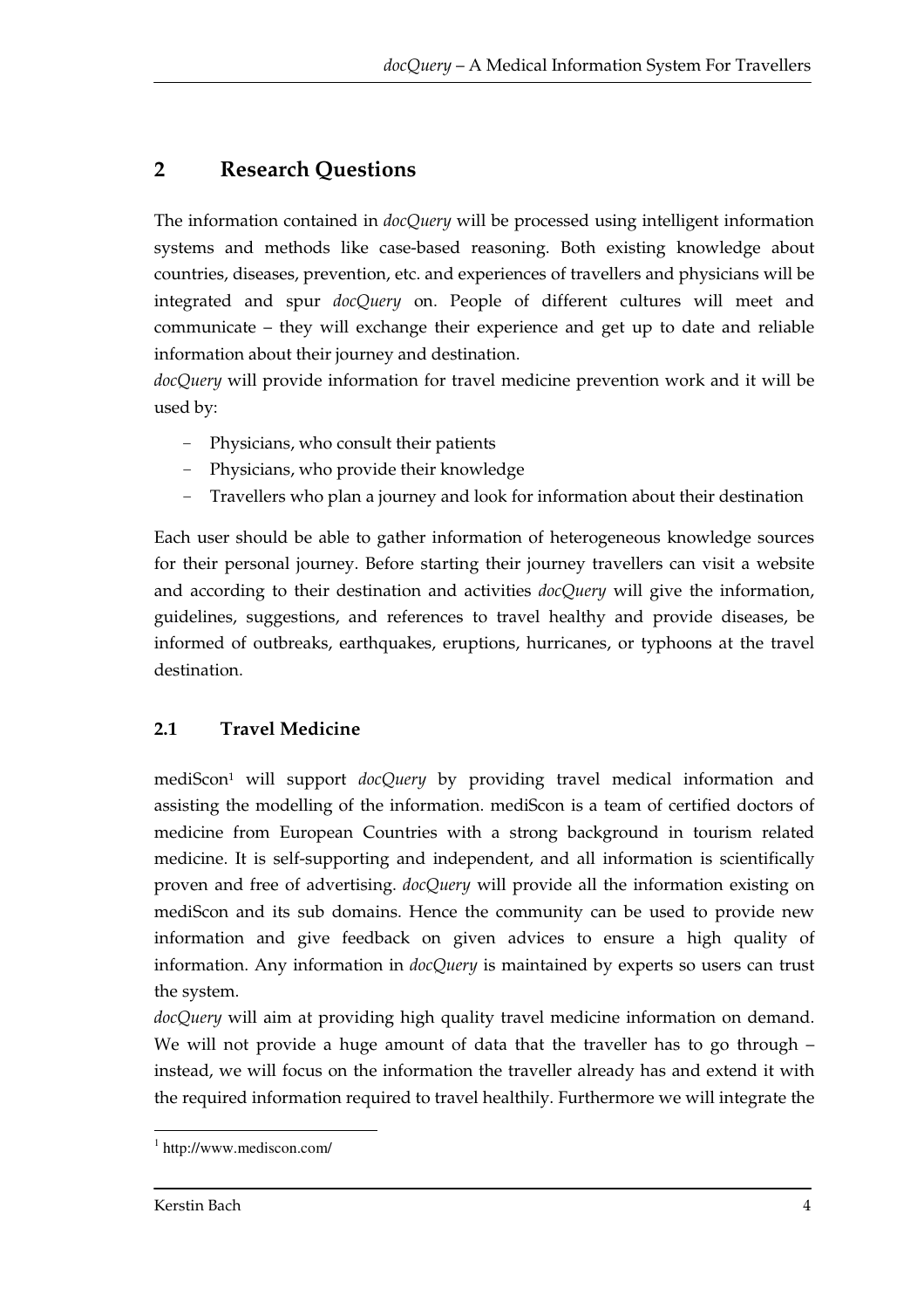## 2 Research Questions

The information contained in *docQuery* will be processed using intelligent information systems and methods like case-based reasoning. Both existing knowledge about countries, diseases, prevention, etc. and experiences of travellers and physicians will be integrated and spur *docQuery* on. People of different cultures will meet and communicate – they will exchange their experience and get up to date and reliable information about their journey and destination.

*docQuery* will provide information for travel medicine prevention work and it will be used by:

- Physicians, who consult their patients
- Physicians, who provide their knowledge
- Travellers who plan a journey and look for information about their destination

Each user should be able to gather information of heterogeneous knowledge sources for their personal journey. Before starting their journey travellers can visit a website and according to their destination and activities *docQuery* will give the information, guidelines, suggestions, and references to travel healthy and provide diseases, be informed of outbreaks, earthquakes, eruptions, hurricanes, or typhoons at the travel destination.

### 2.1 Travel Medicine

mediScon[1] will support *docQuery* by providing travel medical information and assisting the modelling of the information. mediScon is a team of certified doctors of medicine from European Countries with a strong background in tourism related medicine. It is self-supporting and independent, and all information is scientifically proven and free of advertising. *docQuery* will provide all the information existing on mediScon and its sub domains. Hence the community can be used to provide new information and give feedback on given advices to ensure a high quality of information. Any information in *docQuery* is maintained by experts so users can trust the system.

*docQuery* will aim at providing high quality travel medicine information on demand. We will not provide a huge amount of data that the traveller has to go through – instead, we will focus on the information the traveller already has and extend it with the required information required to travel healthily. Furthermore we will integrate the

[1] http://www.mediscon.com/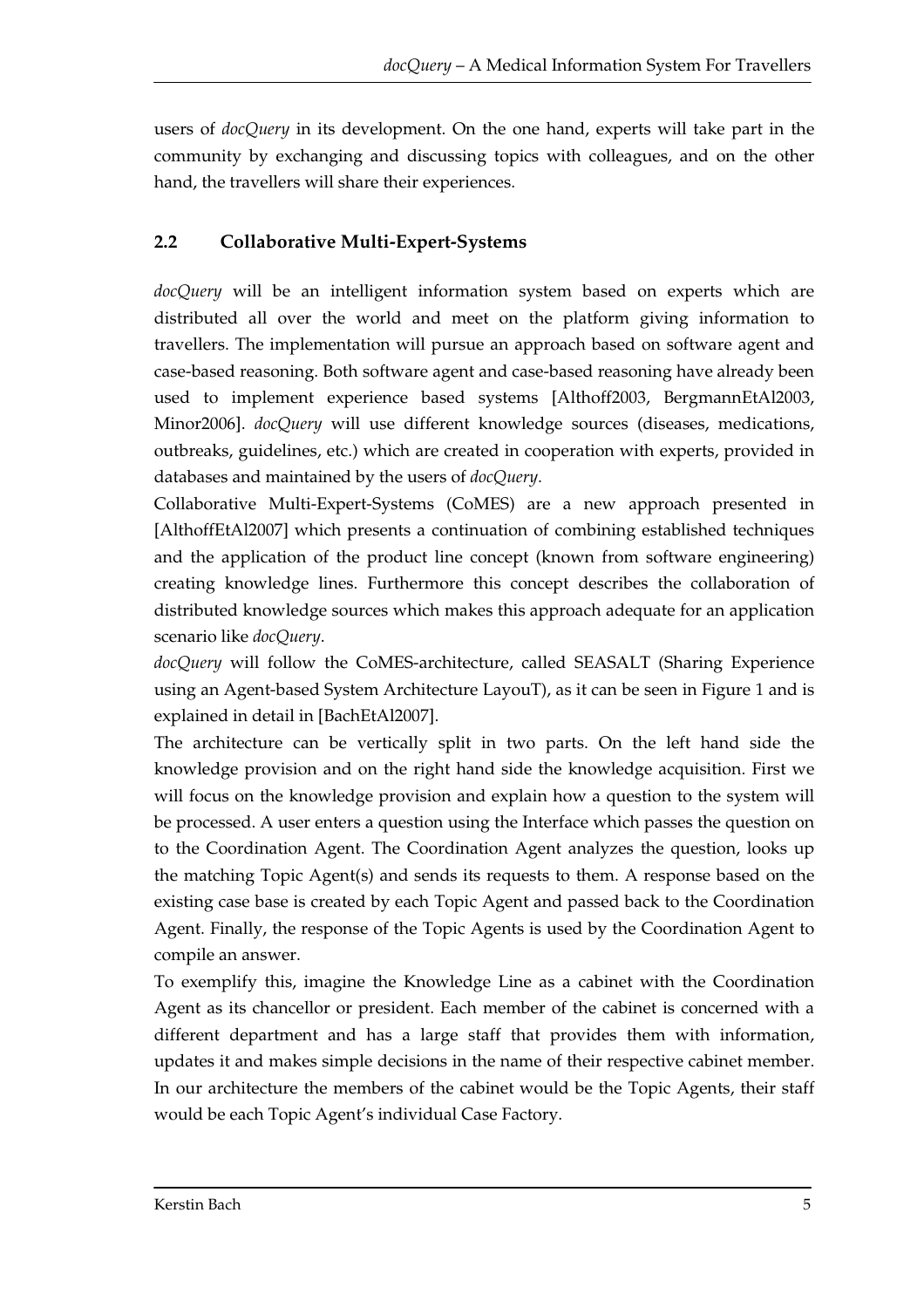users of *docQuery* in its development. On the one hand, experts will take part in the community by exchanging and discussing topics with colleagues, and on the other hand, the travellers will share their experiences.

## 2.2 Collaborative Multi-Expert-Systems

*docQuery* will be an intelligent information system based on experts which are distributed all over the world and meet on the platform giving information to travellers. The implementation will pursue an approach based on software agent and case-based reasoning. Both software agent and case-based reasoning have already been used to implement experience based systems [Althoff2003, BergmannEtAl2003, Minor2006]. *docQuery* will use different knowledge sources (diseases, medications, outbreaks, guidelines, etc.) which are created in cooperation with experts, provided in databases and maintained by the users of *docQuery*.

Collaborative Multi-Expert-Systems (CoMES) are a new approach presented in [AlthoffEtAl2007] which presents a continuation of combining established techniques and the application of the product line concept (known from software engineering) creating knowledge lines. Furthermore this concept describes the collaboration of distributed knowledge sources which makes this approach adequate for an application scenario like *docQuery*.

*docQuery* will follow the CoMES-architecture, called SEASALT (Sharing Experience using an Agent-based System Architecture LayouT), as it can be seen in Figure 1 and is explained in detail in [BachEtAl2007].

The architecture can be vertically split in two parts. On the left hand side the knowledge provision and on the right hand side the knowledge acquisition. First we will focus on the knowledge provision and explain how a question to the system will be processed. A user enters a question using the Interface which passes the question on to the Coordination Agent. The Coordination Agent analyzes the question, looks up the matching Topic Agent(s) and sends its requests to them. A response based on the existing case base is created by each Topic Agent and passed back to the Coordination Agent. Finally, the response of the Topic Agents is used by the Coordination Agent to compile an answer.

To exemplify this, imagine the Knowledge Line as a cabinet with the Coordination Agent as its chancellor or president. Each member of the cabinet is concerned with a different department and has a large staff that provides them with information, updates it and makes simple decisions in the name of their respective cabinet member. In our architecture the members of the cabinet would be the Topic Agents, their staff would be each Topic Agent's individual Case Factory.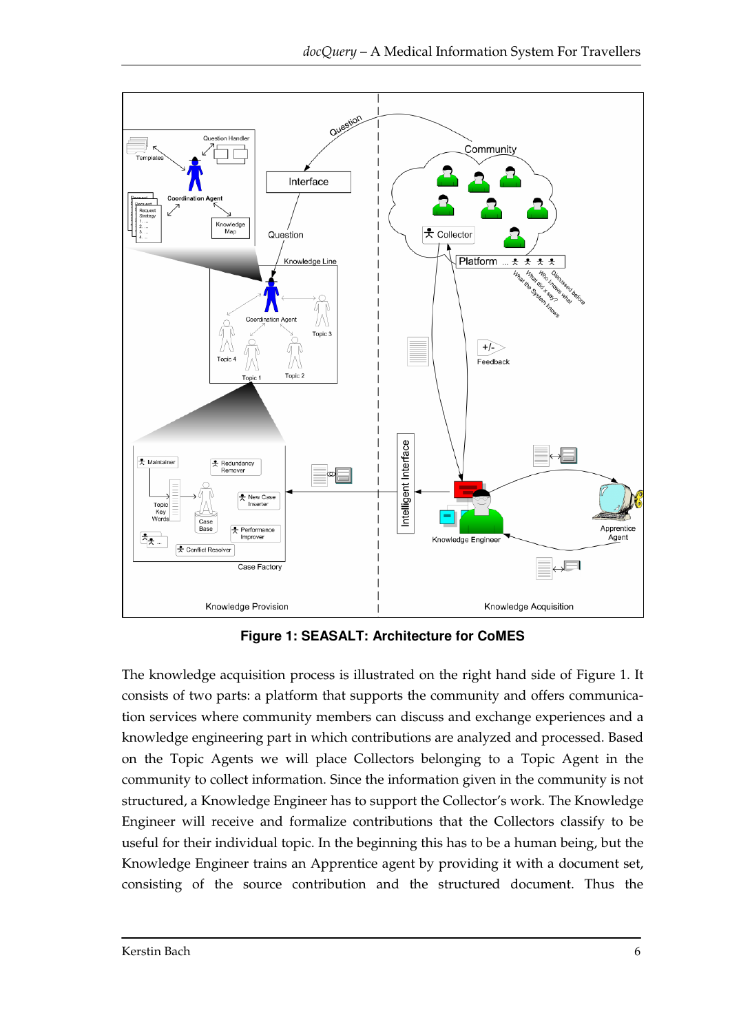**Figure 1: SEASALT: Architecture for CoMES**

The knowledge acquisition process is illustrated on the right hand side of Figure 1. It consists of two parts: a platform that supports the community and offers communication services where community members can discuss and exchange experiences and a knowledge engineering part in which contributions are analyzed and processed. Based on the Topic Agents we will place Collectors belonging to a Topic Agent in the community to collect information. Since the information given in the community is not structured, a Knowledge Engineer has to support the Collector's work. The Knowledge Engineer will receive and formalize contributions that the Collectors classify to be useful for their individual topic. In the beginning this has to be a human being, but the Knowledge Engineer trains an Apprentice agent by providing it with a document set, consisting of the source contribution and the structured document. Thus the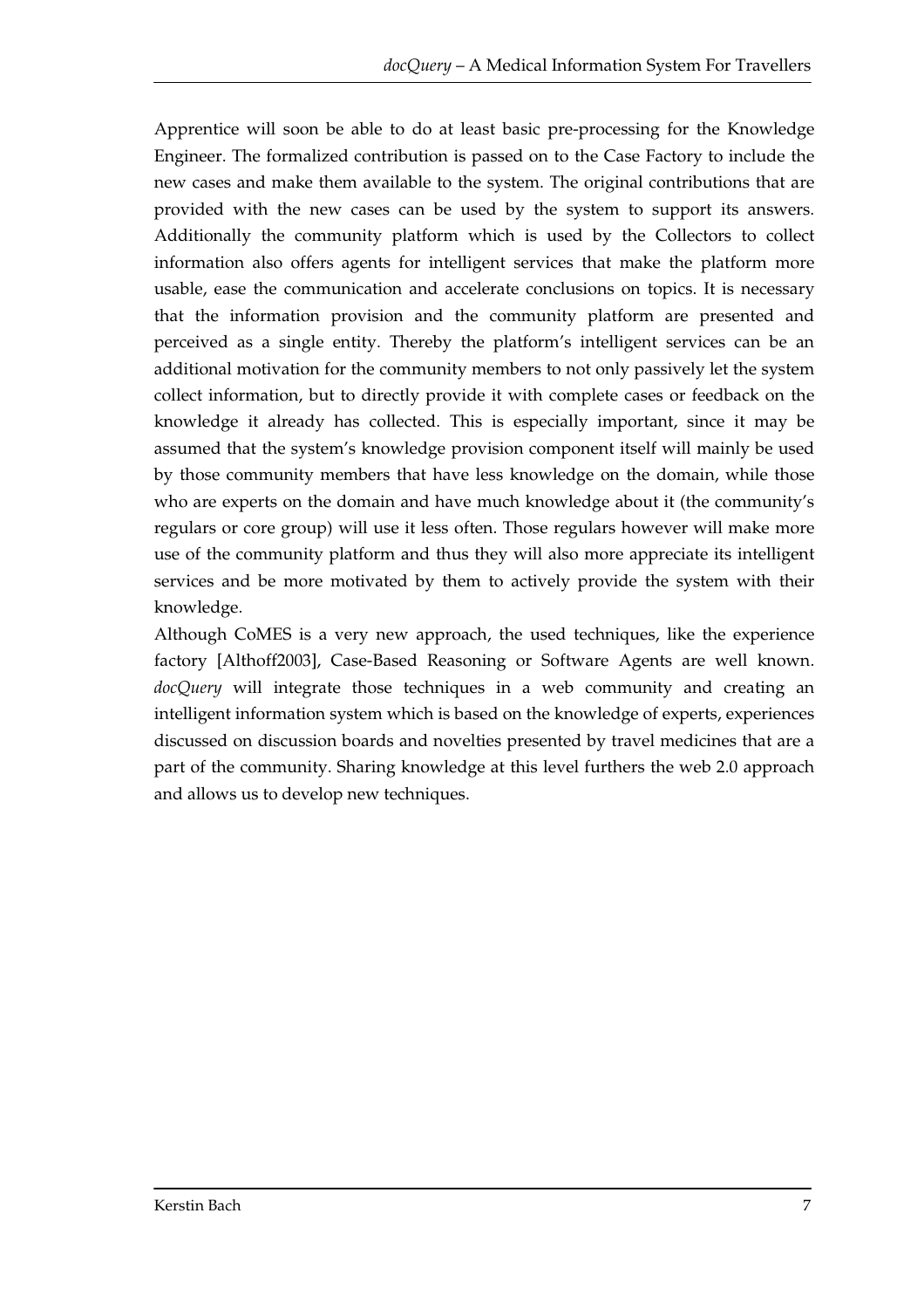Apprentice will soon be able to do at least basic pre-processing for the Knowledge Engineer. The formalized contribution is passed on to the Case Factory to include the new cases and make them available to the system. The original contributions that are provided with the new cases can be used by the system to support its answers. Additionally the community platform which is used by the Collectors to collect information also offers agents for intelligent services that make the platform more usable, ease the communication and accelerate conclusions on topics. It is necessary that the information provision and the community platform are presented and perceived as a single entity. Thereby the platform's intelligent services can be an additional motivation for the community members to not only passively let the system collect information, but to directly provide it with complete cases or feedback on the knowledge it already has collected. This is especially important, since it may be assumed that the system's knowledge provision component itself will mainly be used by those community members that have less knowledge on the domain, while those who are experts on the domain and have much knowledge about it (the community's regulars or core group) will use it less often. Those regulars however will make more use of the community platform and thus they will also more appreciate its intelligent services and be more motivated by them to actively provide the system with their knowledge.

Although CoMES is a very new approach, the used techniques, like the experience factory [Althoff2003], Case-Based Reasoning or Software Agents are well known. *docQuery* will integrate those techniques in a web community and creating an intelligent information system which is based on the knowledge of experts, experiences discussed on discussion boards and novelties presented by travel medicines that are a part of the community. Sharing knowledge at this level furthers the web 2.0 approach and allows us to develop new techniques.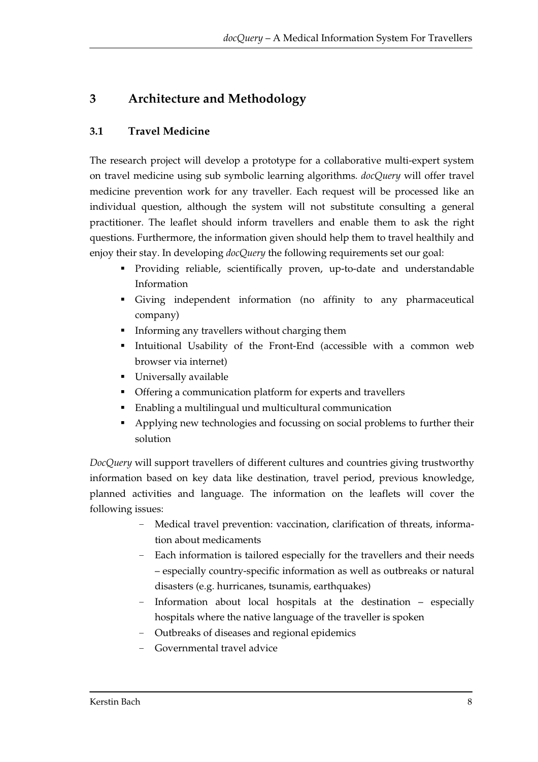# 3 Architecture and Methodology

## 3.1 Travel Medicine

The research project will develop a prototype for a collaborative multi-expert system on travel medicine using sub symbolic learning algorithms. *docQuery* will offer travel medicine prevention work for any traveller. Each request will be processed like an individual question, although the system will not substitute consulting a general practitioner. The leaflet should inform travellers and enable them to ask the right questions. Furthermore, the information given should help them to travel healthily and enjoy their stay. In developing *docQuery* the following requirements set our goal:

- Providing reliable, scientifically proven, up-to-date and understandable Information
- Giving independent information (no affinity to any pharmaceutical company)
- Informing any travellers without charging them
- Intuitional Usability of the Front-End (accessible with a common web browser via internet)
- Universally available
- Offering a communication platform for experts and travellers
- Enabling a multilingual und multicultural communication
- Applying new technologies and focussing on social problems to further their solution

*DocQuery* will support travellers of different cultures and countries giving trustworthy information based on key data like destination, travel period, previous knowledge, planned activities and language. The information on the leaflets will cover the following issues:

- Medical travel prevention: vaccination, clarification of threats, information about medicaments
- Each information is tailored especially for the travellers and their needs – especially country-specific information as well as outbreaks or natural disasters (e.g. hurricanes, tsunamis, earthquakes)
- Information about local hospitals at the destination – especially hospitals where the native language of the traveller is spoken
- Outbreaks of diseases and regional epidemics
- Governmental travel advice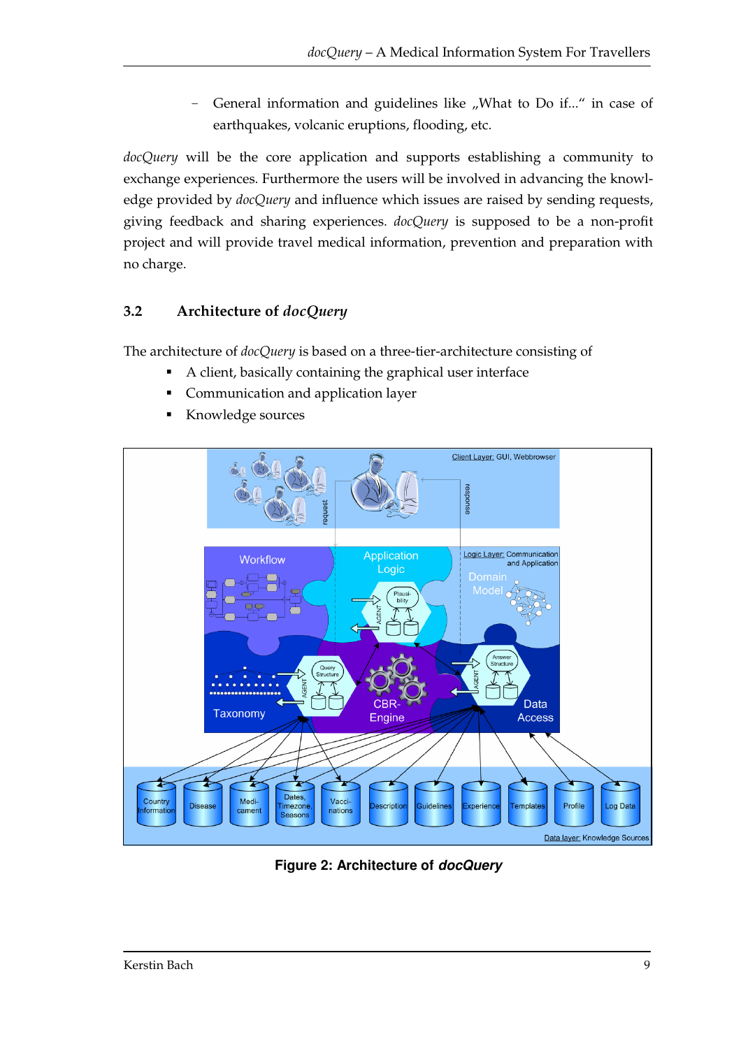- General information and guidelines like „What to Do if…" in case of earthquakes, volcanic eruptions, flooding, etc.

*docQuery* will be the core application and supports establishing a community to exchange experiences. Furthermore the users will be involved in advancing the knowledge provided by *docQuery* and influence which issues are raised by sending requests, giving feedback and sharing experiences. *docQuery* is supposed to be a non-profit project and will provide travel medical information, prevention and preparation with no charge.

## 3.2 Architecture of *docQuery*

The architecture of *docQuery* is based on a three-tier-architecture consisting of

- A client, basically containing the graphical user interface
- Communication and application layer
- Knowledge sources

**Figure 2: Architecture of *docQuery***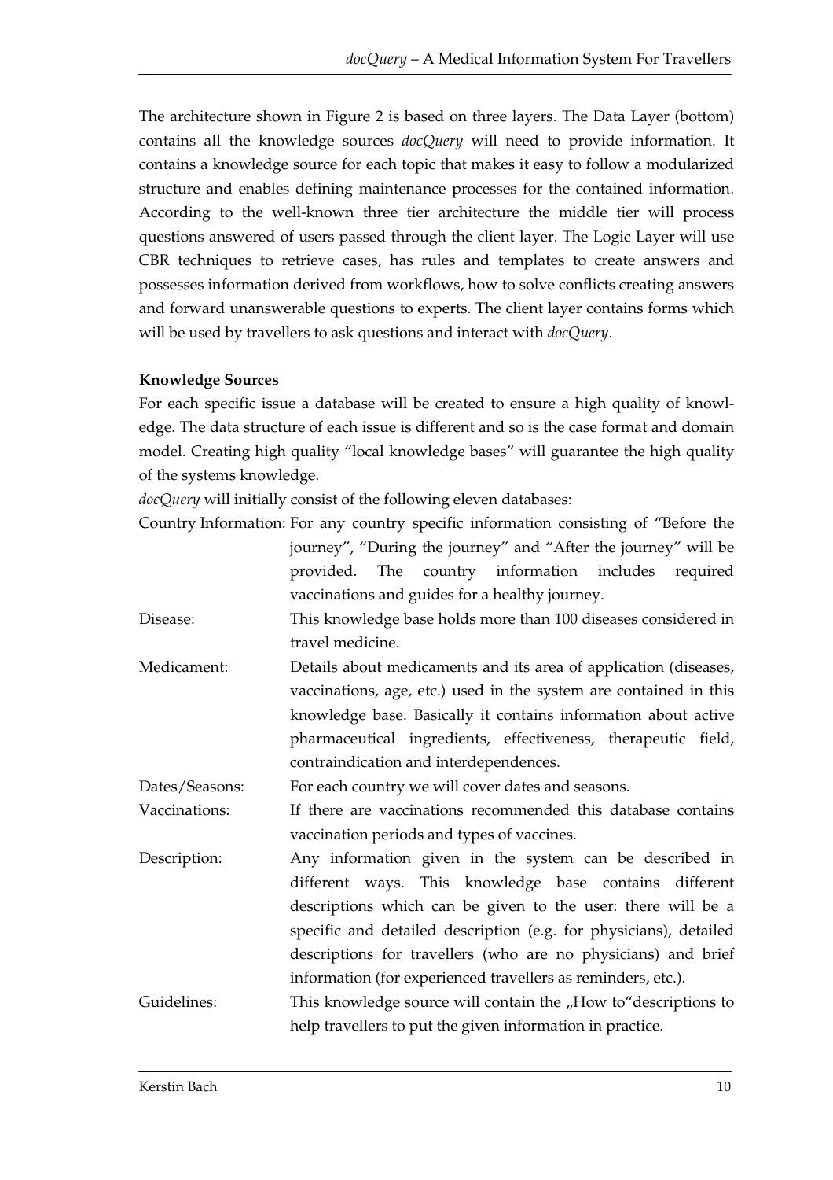The architecture shown in Figure 2 is based on three layers. The Data Layer (bottom) contains all the knowledge sources *docQuery* will need to provide information. It contains a knowledge source for each topic that makes it easy to follow a modularized structure and enables defining maintenance processes for the contained information. According to the well-known three tier architecture the middle tier will process questions answered of users passed through the client layer. The Logic Layer will use CBR techniques to retrieve cases, has rules and templates to create answers and possesses information derived from workflows, how to solve conflicts creating answers and forward unanswerable questions to experts. The client layer contains forms which will be used by travellers to ask questions and interact with *docQuery*.

**Knowledge Sources**

For each specific issue a database will be created to ensure a high quality of knowledge. The data structure of each issue is different and so is the case format and domain model. Creating high quality "local knowledge bases" will guarantee the high quality of the systems knowledge.

*docQuery* will initially consist of the following eleven databases:

Country Information: For any country specific information consisting of "Before the journey", "During the journey" and "After the journey" will be provided. The country information includes required vaccinations and guides for a healthy journey.

Disease: This knowledge base holds more than 100 diseases considered in travel medicine.

Medicament: Details about medicaments and its area of application (diseases, vaccinations, age, etc.) used in the system are contained in this knowledge base. Basically it contains information about active pharmaceutical ingredients, effectiveness, therapeutic field, contraindication and interdependences.

Dates/Seasons: For each country we will cover dates and seasons.

Vaccinations: If there are vaccinations recommended this database contains vaccination periods and types of vaccines.

Description: Any information given in the system can be described in different ways. This knowledge base contains different descriptions which can be given to the user: there will be a specific and detailed description (e.g. for physicians), detailed descriptions for travellers (who are no physicians) and brief information (for experienced travellers as reminders, etc.).

Guidelines: This knowledge source will contain the „How to"descriptions to help travellers to put the given information in practice.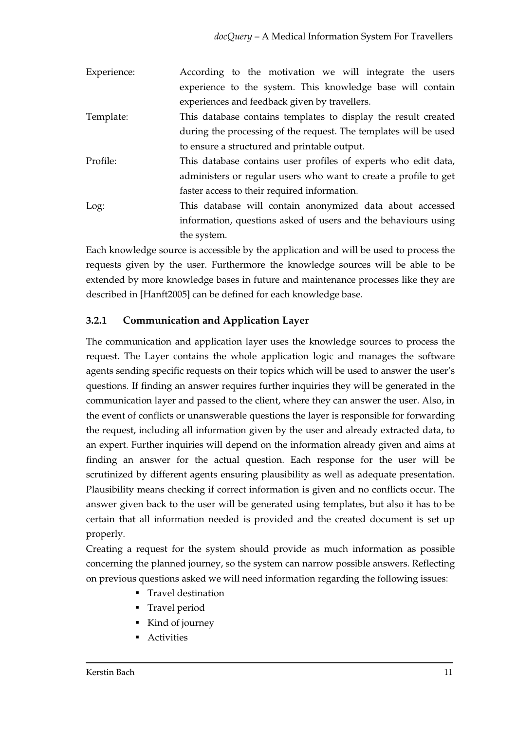Experience: According to the motivation we will integrate the users experience to the system. This knowledge base will contain experiences and feedback given by travellers.

Template: This database contains templates to display the result created during the processing of the request. The templates will be used to ensure a structured and printable output.

Profile: This database contains user profiles of experts who edit data, administers or regular users who want to create a profile to get faster access to their required information.

Log: This database will contain anonymized data about accessed information, questions asked of users and the behaviours using the system.

Each knowledge source is accessible by the application and will be used to process the requests given by the user. Furthermore the knowledge sources will be able to be extended by more knowledge bases in future and maintenance processes like they are described in [Hanft2005] can be defined for each knowledge base.

### 3.2.1 Communication and Application Layer

The communication and application layer uses the knowledge sources to process the request. The Layer contains the whole application logic and manages the software agents sending specific requests on their topics which will be used to answer the user's questions. If finding an answer requires further inquiries they will be generated in the communication layer and passed to the client, where they can answer the user. Also, in the event of conflicts or unanswerable questions the layer is responsible for forwarding the request, including all information given by the user and already extracted data, to an expert. Further inquiries will depend on the information already given and aims at finding an answer for the actual question. Each response for the user will be scrutinized by different agents ensuring plausibility as well as adequate presentation. Plausibility means checking if correct information is given and no conflicts occur. The answer given back to the user will be generated using templates, but also it has to be certain that all information needed is provided and the created document is set up properly.

Creating a request for the system should provide as much information as possible concerning the planned journey, so the system can narrow possible answers. Reflecting on previous questions asked we will need information regarding the following issues:

- Travel destination
- Travel period
- Kind of journey
- Activities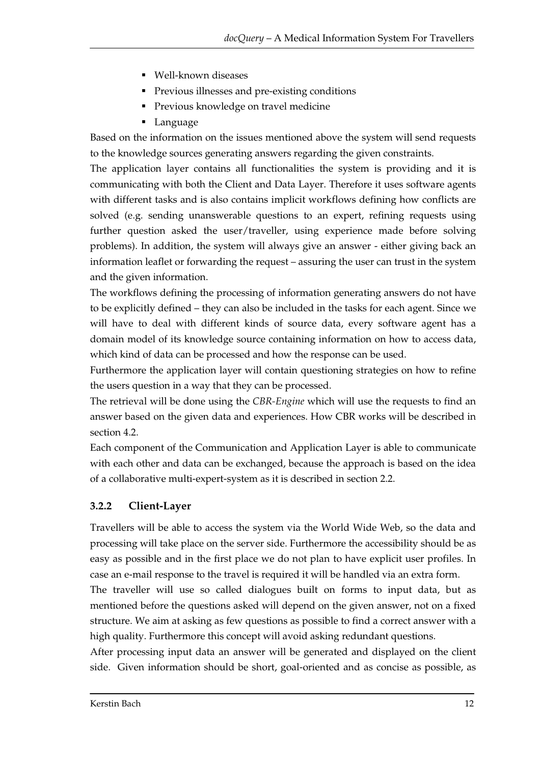- Well-known diseases
- Previous illnesses and pre-existing conditions
- Previous knowledge on travel medicine
- Language

Based on the information on the issues mentioned above the system will send requests to the knowledge sources generating answers regarding the given constraints.

The application layer contains all functionalities the system is providing and it is communicating with both the Client and Data Layer. Therefore it uses software agents with different tasks and is also contains implicit workflows defining how conflicts are solved (e.g. sending unanswerable questions to an expert, refining requests using further question asked the user/traveller, using experience made before solving problems). In addition, the system will always give an answer - either giving back an information leaflet or forwarding the request – assuring the user can trust in the system and the given information.

The workflows defining the processing of information generating answers do not have to be explicitly defined – they can also be included in the tasks for each agent. Since we will have to deal with different kinds of source data, every software agent has a domain model of its knowledge source containing information on how to access data, which kind of data can be processed and how the response can be used.

Furthermore the application layer will contain questioning strategies on how to refine the users question in a way that they can be processed.

The retrieval will be done using the *CBR-Engine* which will use the requests to find an answer based on the given data and experiences. How CBR works will be described in section 4.2.

Each component of the Communication and Application Layer is able to communicate with each other and data can be exchanged, because the approach is based on the idea of a collaborative multi-expert-system as it is described in section 2.2.

### 3.2.2 Client-Layer

Travellers will be able to access the system via the World Wide Web, so the data and processing will take place on the server side. Furthermore the accessibility should be as easy as possible and in the first place we do not plan to have explicit user profiles. In case an e-mail response to the travel is required it will be handled via an extra form.

The traveller will use so called dialogues built on forms to input data, but as mentioned before the questions asked will depend on the given answer, not on a fixed structure. We aim at asking as few questions as possible to find a correct answer with a high quality. Furthermore this concept will avoid asking redundant questions.

After processing input data an answer will be generated and displayed on the client side. Given information should be short, goal-oriented and as concise as possible, as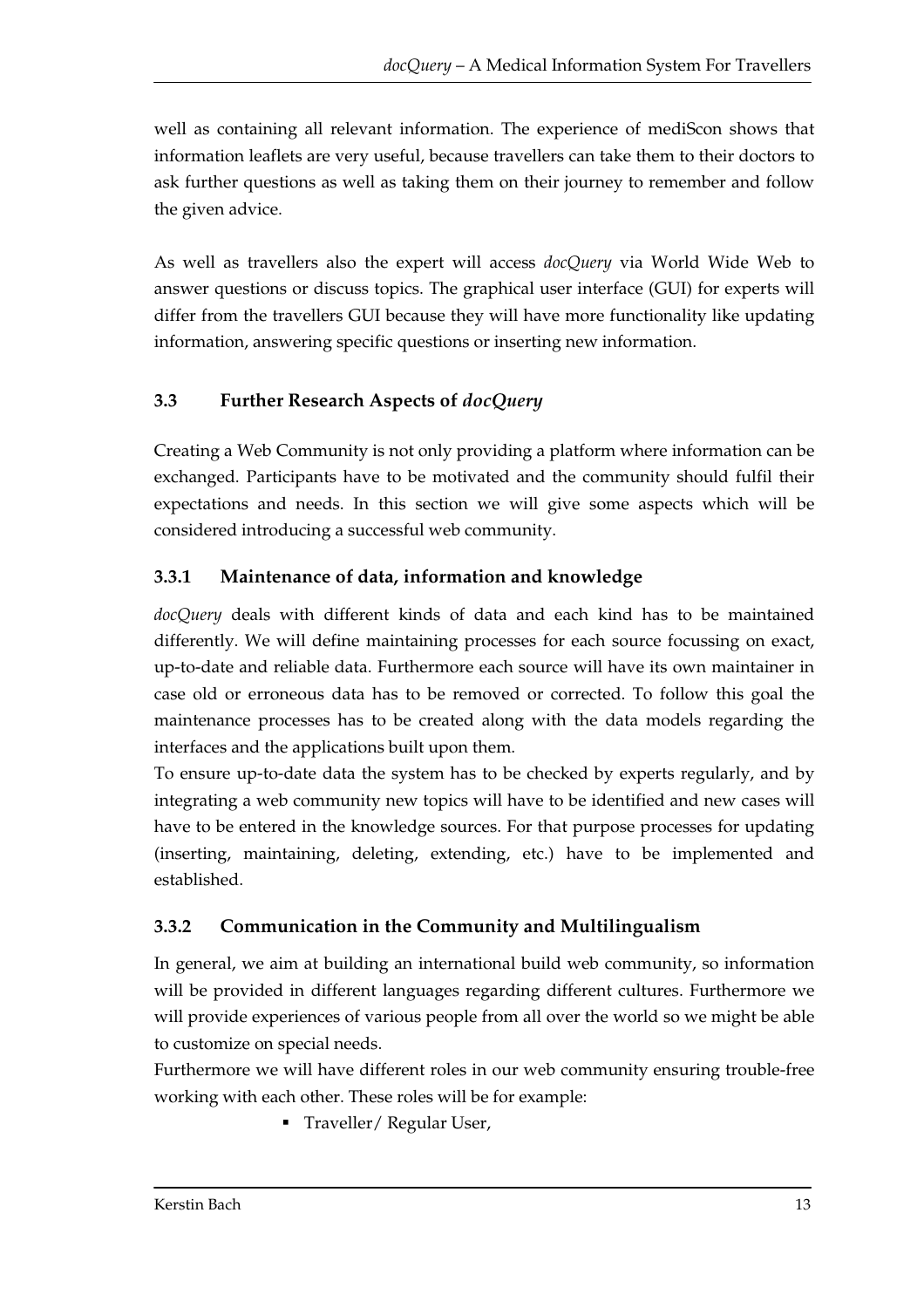well as containing all relevant information. The experience of mediScon shows that information leaflets are very useful, because travellers can take them to their doctors to ask further questions as well as taking them on their journey to remember and follow the given advice.

As well as travellers also the expert will access *docQuery* via World Wide Web to answer questions or discuss topics. The graphical user interface (GUI) for experts will differ from the travellers GUI because they will have more functionality like updating information, answering specific questions or inserting new information.

## 3.3 Further Research Aspects of *docQuery*

Creating a Web Community is not only providing a platform where information can be exchanged. Participants have to be motivated and the community should fulfil their expectations and needs. In this section we will give some aspects which will be considered introducing a successful web community.

### 3.3.1 Maintenance of data, information and knowledge

*docQuery* deals with different kinds of data and each kind has to be maintained differently. We will define maintaining processes for each source focussing on exact, up-to-date and reliable data. Furthermore each source will have its own maintainer in case old or erroneous data has to be removed or corrected. To follow this goal the maintenance processes has to be created along with the data models regarding the interfaces and the applications built upon them.

To ensure up-to-date data the system has to be checked by experts regularly, and by integrating a web community new topics will have to be identified and new cases will have to be entered in the knowledge sources. For that purpose processes for updating (inserting, maintaining, deleting, extending, etc.) have to be implemented and established.

### 3.3.2 Communication in the Community and Multilingualism

In general, we aim at building an international build web community, so information will be provided in different languages regarding different cultures. Furthermore we will provide experiences of various people from all over the world so we might be able to customize on special needs.

Furthermore we will have different roles in our web community ensuring trouble-free working with each other. These roles will be for example:

- Traveller/ Regular User,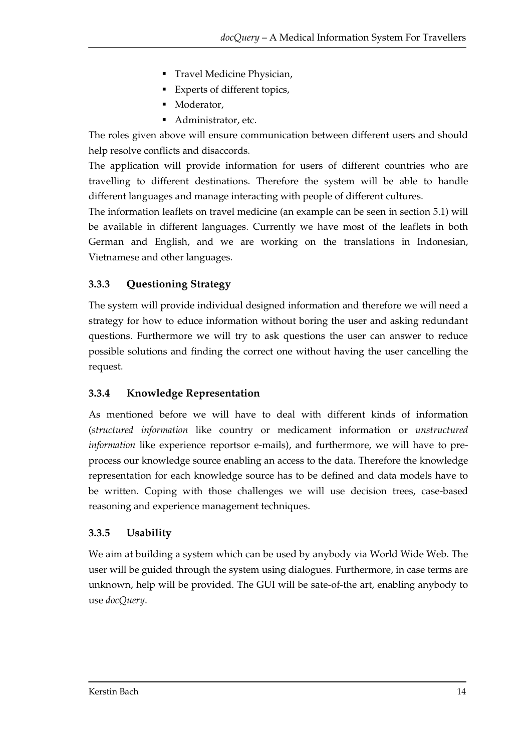- Travel Medicine Physician,
- Experts of different topics,
- Moderator,
- Administrator, etc.

The roles given above will ensure communication between different users and should help resolve conflicts and disaccords.

The application will provide information for users of different countries who are travelling to different destinations. Therefore the system will be able to handle different languages and manage interacting with people of different cultures.

The information leaflets on travel medicine (an example can be seen in section 5.1) will be available in different languages. Currently we have most of the leaflets in both German and English, and we are working on the translations in Indonesian, Vietnamese and other languages.

### 3.3.3 Questioning Strategy

The system will provide individual designed information and therefore we will need a strategy for how to educe information without boring the user and asking redundant questions. Furthermore we will try to ask questions the user can answer to reduce possible solutions and finding the correct one without having the user cancelling the request.

### 3.3.4 Knowledge Representation

As mentioned before we will have to deal with different kinds of information (*structured information* like country or medicament information or *unstructured information* like experience reportsor e-mails), and furthermore, we will have to pre-process our knowledge source enabling an access to the data. Therefore the knowledge representation for each knowledge source has to be defined and data models have to be written. Coping with those challenges we will use decision trees, case-based reasoning and experience management techniques.

### 3.3.5 Usability

We aim at building a system which can be used by anybody via World Wide Web. The user will be guided through the system using dialogues. Furthermore, in case terms are unknown, help will be provided. The GUI will be sate-of-the art, enabling anybody to use *docQuery*.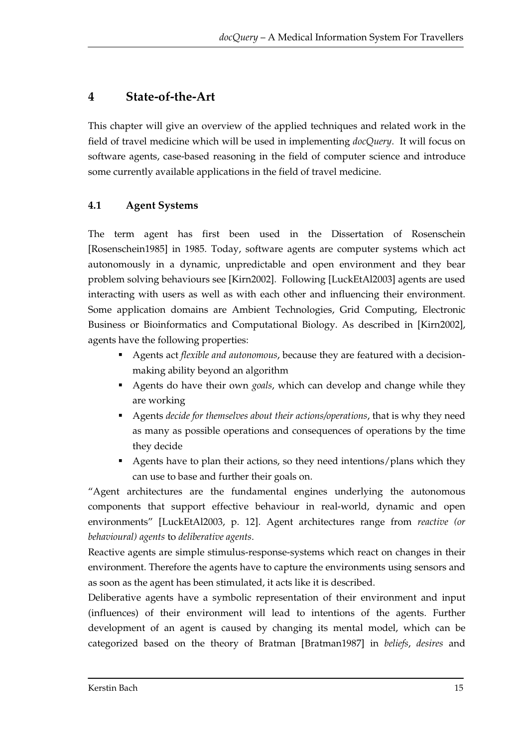# 4 State-of-the-Art

This chapter will give an overview of the applied techniques and related work in the field of travel medicine which will be used in implementing *docQuery*. It will focus on software agents, case-based reasoning in the field of computer science and introduce some currently available applications in the field of travel medicine.

## 4.1 Agent Systems

The term agent has first been used in the Dissertation of Rosenschein [Rosenschein1985] in 1985. Today, software agents are computer systems which act autonomously in a dynamic, unpredictable and open environment and they bear problem solving behaviours see [Kirn2002]. Following [LuckEtAl2003] agents are used interacting with users as well as with each other and influencing their environment. Some application domains are Ambient Technologies, Grid Computing, Electronic Business or Bioinformatics and Computational Biology. As described in [Kirn2002], agents have the following properties:

- Agents act *flexible and autonomous*, because they are featured with a decision-making ability beyond an algorithm
- Agents do have their own *goals*, which can develop and change while they are working
- Agents *decide for themselves about their actions/operations*, that is why they need as many as possible operations and consequences of operations by the time they decide
- Agents have to plan their actions, so they need intentions/plans which they can use to base and further their goals on.

"Agent architectures are the fundamental engines underlying the autonomous components that support effective behaviour in real-world, dynamic and open environments" [LuckEtAl2003, p. 12]. Agent architectures range from *reactive (or behavioural) agents* to *deliberative agents*.

Reactive agents are simple stimulus-response-systems which react on changes in their environment. Therefore the agents have to capture the environments using sensors and as soon as the agent has been stimulated, it acts like it is described.

Deliberative agents have a symbolic representation of their environment and input (influences) of their environment will lead to intentions of the agents. Further development of an agent is caused by changing its mental model, which can be categorized based on the theory of Bratman [Bratman1987] in *beliefs*, *desires* and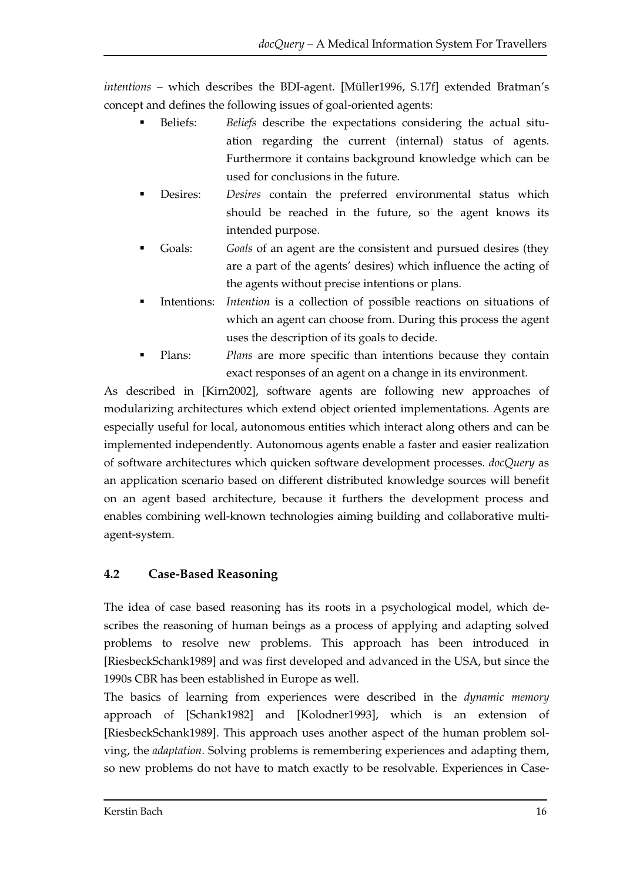*intentions* – which describes the BDI-agent. [Müller1996, S.17f] extended Bratman's concept and defines the following issues of goal-oriented agents:

- Beliefs: *Beliefs* describe the expectations considering the actual situation regarding the current (internal) status of agents. Furthermore it contains background knowledge which can be used for conclusions in the future.
- Desires: *Desires* contain the preferred environmental status which should be reached in the future, so the agent knows its intended purpose.
- Goals: *Goals* of an agent are the consistent and pursued desires (they are a part of the agents' desires) which influence the acting of the agents without precise intentions or plans.
- Intentions: *Intention* is a collection of possible reactions on situations of which an agent can choose from. During this process the agent uses the description of its goals to decide.
- Plans: *Plans* are more specific than intentions because they contain exact responses of an agent on a change in its environment.

As described in [Kirn2002], software agents are following new approaches of modularizing architectures which extend object oriented implementations. Agents are especially useful for local, autonomous entities which interact along others and can be implemented independently. Autonomous agents enable a faster and easier realization of software architectures which quicken software development processes. *docQuery* as an application scenario based on different distributed knowledge sources will benefit on an agent based architecture, because it furthers the development process and enables combining well-known technologies aiming building and collaborative multi-agent-system.

## 4.2 Case-Based Reasoning

The idea of case based reasoning has its roots in a psychological model, which describes the reasoning of human beings as a process of applying and adapting solved problems to resolve new problems. This approach has been introduced in [RiesbeckSchank1989] and was first developed and advanced in the USA, but since the 1990s CBR has been established in Europe as well.

The basics of learning from experiences were described in the *dynamic memory* approach of [Schank1982] and [Kolodner1993], which is an extension of [RiesbeckSchank1989]. This approach uses another aspect of the human problem solving, the *adaptation*. Solving problems is remembering experiences and adapting them, so new problems do not have to match exactly to be resolvable. Experiences in Case-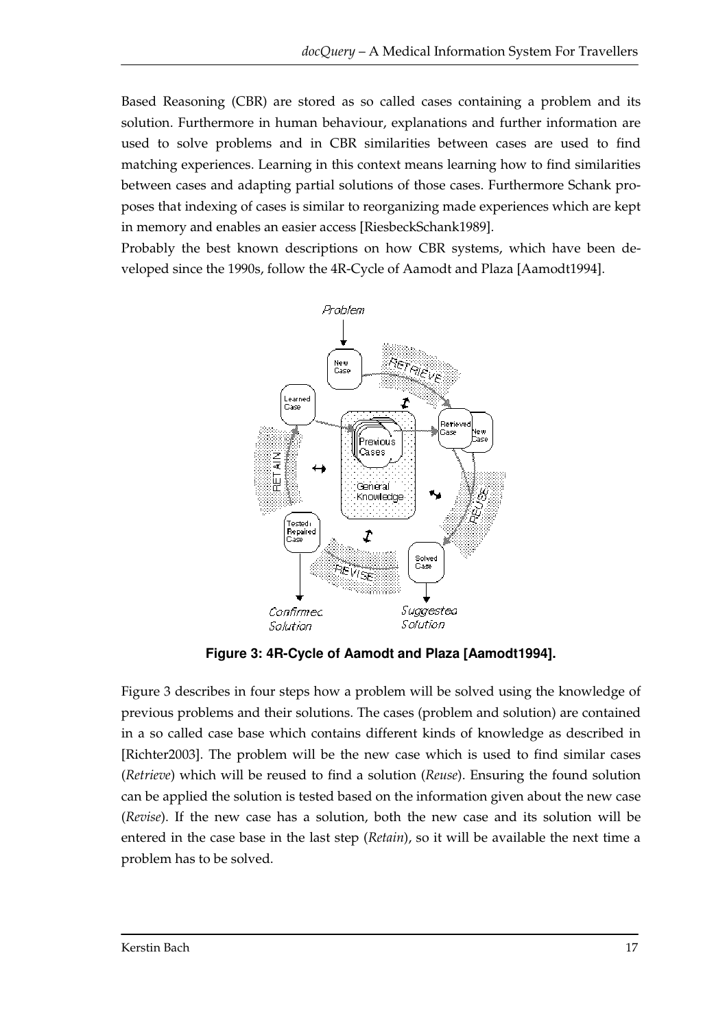Based Reasoning (CBR) are stored as so called cases containing a problem and its solution. Furthermore in human behaviour, explanations and further information are used to solve problems and in CBR similarities between cases are used to find matching experiences. Learning in this context means learning how to find similarities between cases and adapting partial solutions of those cases. Furthermore Schank proposes that indexing of cases is similar to reorganizing made experiences which are kept in memory and enables an easier access [RiesbeckSchank1989].

Probably the best known descriptions on how CBR systems, which have been developed since the 1990s, follow the 4R-Cycle of Aamodt and Plaza [Aamodt1994].

**Figure 3: 4R-Cycle of Aamodt and Plaza [Aamodt1994].**

Figure 3 describes in four steps how a problem will be solved using the knowledge of previous problems and their solutions. The cases (problem and solution) are contained in a so called case base which contains different kinds of knowledge as described in [Richter2003]. The problem will be the new case which is used to find similar cases (*Retrieve*) which will be reused to find a solution (*Reuse*). Ensuring the found solution can be applied the solution is tested based on the information given about the new case (*Revise*). If the new case has a solution, both the new case and its solution will be entered in the case base in the last step (*Retain*), so it will be available the next time a problem has to be solved.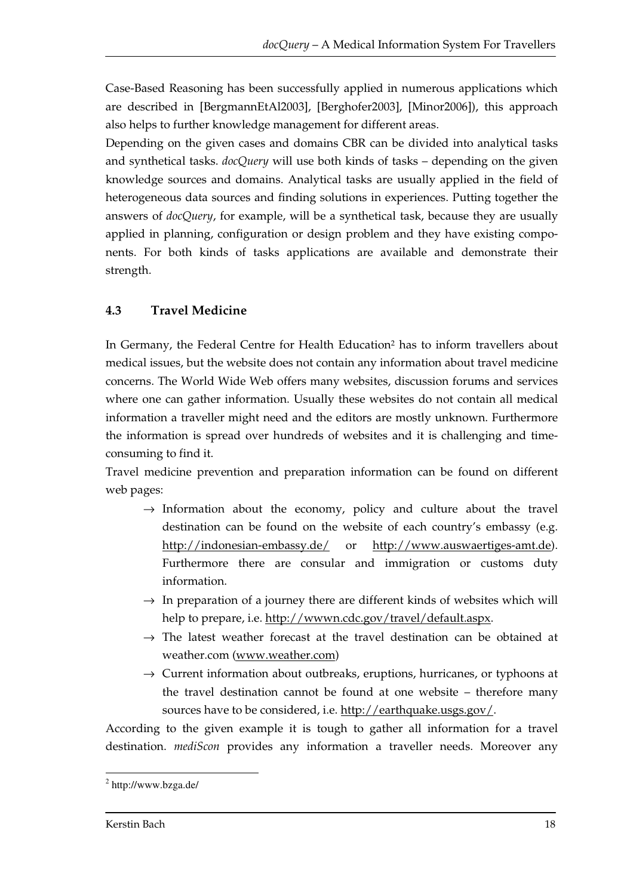Case-Based Reasoning has been successfully applied in numerous applications which are described in [BergmannEtAl2003], [Berghofer2003], [Minor2006]), this approach also helps to further knowledge management for different areas.

Depending on the given cases and domains CBR can be divided into analytical tasks and synthetical tasks. *docQuery* will use both kinds of tasks – depending on the given knowledge sources and domains. Analytical tasks are usually applied in the field of heterogeneous data sources and finding solutions in experiences. Putting together the answers of *docQuery*, for example, will be a synthetical task, because they are usually applied in planning, configuration or design problem and they have existing components. For both kinds of tasks applications are available and demonstrate their strength.

### 4.3 Travel Medicine

In Germany, the Federal Centre for Health Education[2] has to inform travellers about medical issues, but the website does not contain any information about travel medicine concerns. The World Wide Web offers many websites, discussion forums and services where one can gather information. Usually these websites do not contain all medical information a traveller might need and the editors are mostly unknown. Furthermore the information is spread over hundreds of websites and it is challenging and time-consuming to find it.

Travel medicine prevention and preparation information can be found on different web pages:

- → Information about the economy, policy and culture about the travel destination can be found on the website of each country's embassy (e.g. http://indonesian-embassy.de/ or http://www.auswaertiges-amt.de). Furthermore there are consular and immigration or customs duty information.
- → In preparation of a journey there are different kinds of websites which will help to prepare, i.e. http://wwwn.cdc.gov/travel/default.aspx.
- → The latest weather forecast at the travel destination can be obtained at weather.com (www.weather.com)
- → Current information about outbreaks, eruptions, hurricanes, or typhoons at the travel destination cannot be found at one website – therefore many sources have to be considered, i.e. http://earthquake.usgs.gov/.

According to the given example it is tough to gather all information for a travel destination. *mediScon* provides any information a traveller needs. Moreover any

[2] http://www.bzga.de/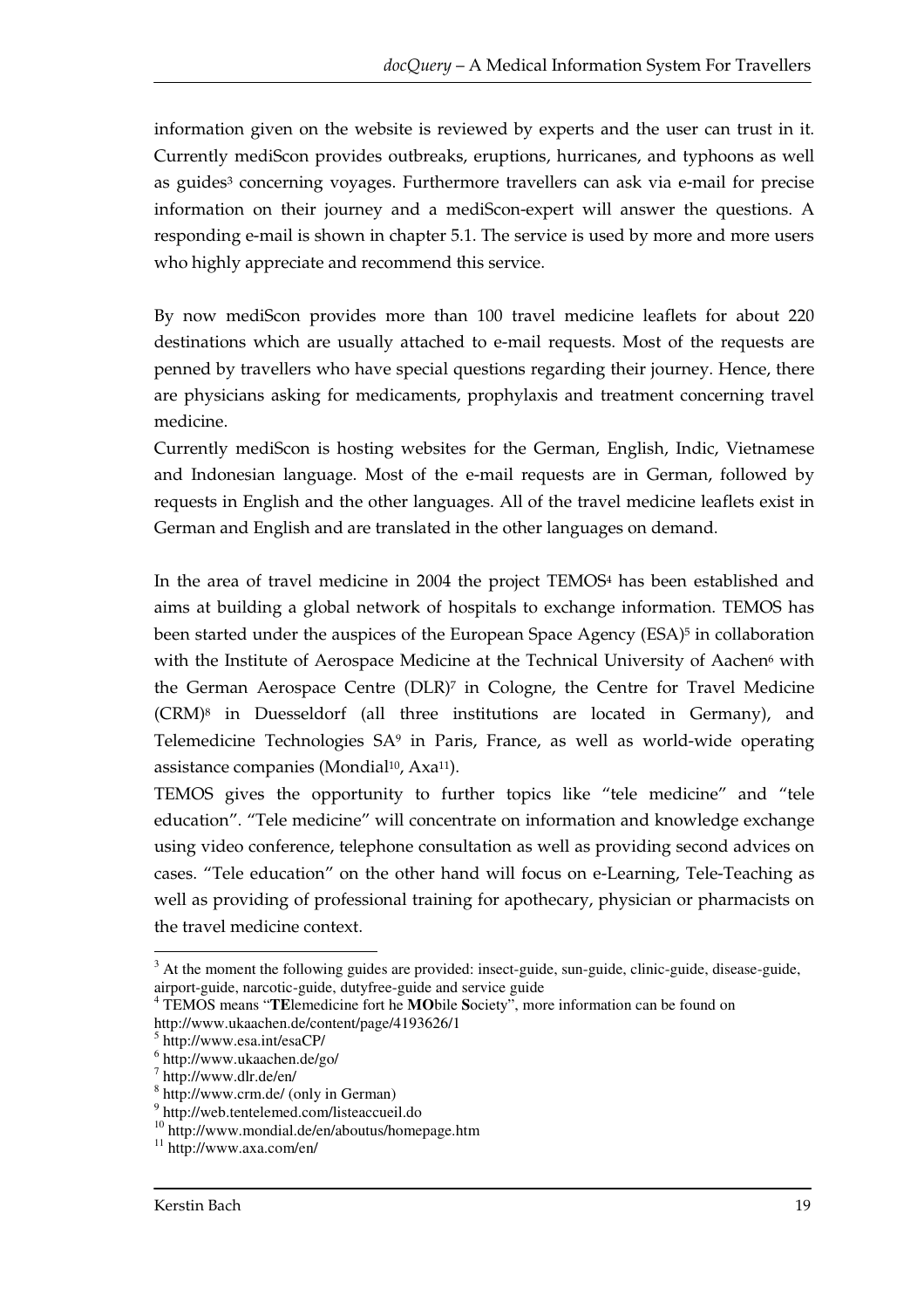information given on the website is reviewed by experts and the user can trust in it. Currently mediScon provides outbreaks, eruptions, hurricanes, and typhoons as well as guides[3] concerning voyages. Furthermore travellers can ask via e-mail for precise information on their journey and a mediScon-expert will answer the questions. A responding e-mail is shown in chapter 5.1. The service is used by more and more users who highly appreciate and recommend this service.

By now mediScon provides more than 100 travel medicine leaflets for about 220 destinations which are usually attached to e-mail requests. Most of the requests are penned by travellers who have special questions regarding their journey. Hence, there are physicians asking for medicaments, prophylaxis and treatment concerning travel medicine.

Currently mediScon is hosting websites for the German, English, Indic, Vietnamese and Indonesian language. Most of the e-mail requests are in German, followed by requests in English and the other languages. All of the travel medicine leaflets exist in German and English and are translated in the other languages on demand.

In the area of travel medicine in 2004 the project TEMOS[4] has been established and aims at building a global network of hospitals to exchange information. TEMOS has been started under the auspices of the European Space Agency (ESA)[5] in collaboration with the Institute of Aerospace Medicine at the Technical University of Aachen[6] with the German Aerospace Centre (DLR)[7] in Cologne, the Centre for Travel Medicine (CRM)[8] in Duesseldorf (all three institutions are located in Germany), and Telemedicine Technologies SA[9] in Paris, France, as well as world-wide operating assistance companies (Mondial[10], Axa[11]).

TEMOS gives the opportunity to further topics like "tele medicine" and "tele education". "Tele medicine" will concentrate on information and knowledge exchange using video conference, telephone consultation as well as providing second advices on cases. "Tele education" on the other hand will focus on e-Learning, Tele-Teaching as well as providing of professional training for apothecary, physician or pharmacists on the travel medicine context.

---

[3] At the moment the following guides are provided: insect-guide, sun-guide, clinic-guide, disease-guide, airport-guide, narcotic-guide, dutyfree-guide and service guide

[4] TEMOS means "**TE**lemedicine fort he **MO**bile **S**ociety", more information can be found on http://www.ukaachen.de/content/page/4193626/1

[5] http://www.esa.int/esaCP/

[6] http://www.ukaachen.de/go/

[7] http://www.dlr.de/en/

[8] http://www.crm.de/ (only in German)

[9] http://web.tentelemed.com/listeaccueil.do

[10] http://www.mondial.de/en/aboutus/homepage.htm

[11] http://www.axa.com/en/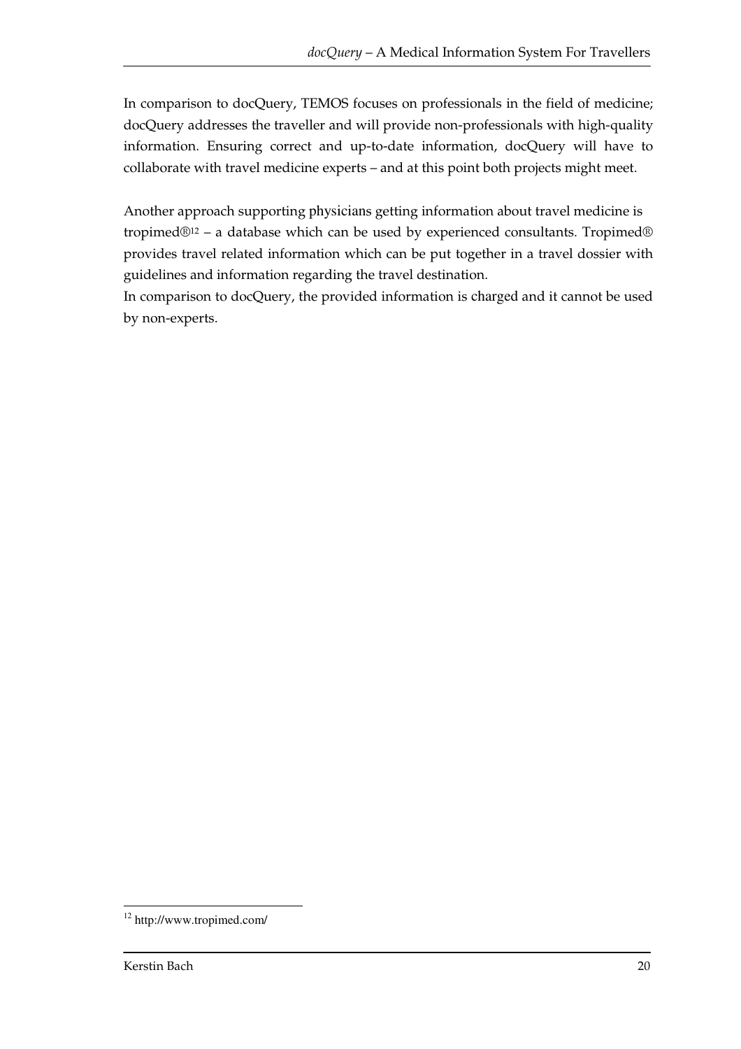In comparison to docQuery, TEMOS focuses on professionals in the field of medicine; docQuery addresses the traveller and will provide non-professionals with high-quality information. Ensuring correct and up-to-date information, docQuery will have to collaborate with travel medicine experts – and at this point both projects might meet.

Another approach supporting physicians getting information about travel medicine is tropimed®[12] – a database which can be used by experienced consultants. Tropimed® provides travel related information which can be put together in a travel dossier with guidelines and information regarding the travel destination.
In comparison to docQuery, the provided information is charged and it cannot be used by non-experts.

[12] http://www.tropimed.com/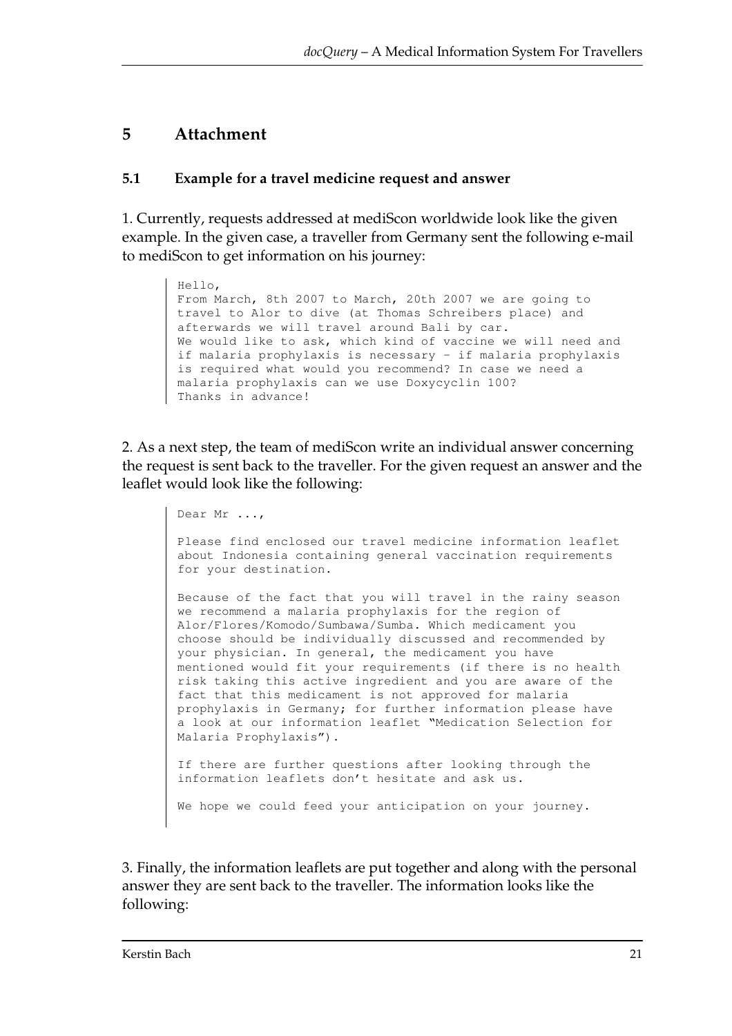# 5 Attachment

## 5.1 Example for a travel medicine request and answer

1. Currently, requests addressed at mediScon worldwide look like the given example. In the given case, a traveller from Germany sent the following e-mail to mediScon to get information on his journey:

```
Hello,
From March, 8th 2007 to March, 20th 2007 we are going to
travel to Alor to dive (at Thomas Schreibers place) and
afterwards we will travel around Bali by car.
We would like to ask, which kind of vaccine we will need and
if malaria prophylaxis is necessary - if malaria prophylaxis
is required what would you recommend? In case we need a
malaria prophylaxis can we use Doxycyclin 100?
Thanks in advance!
```

2. As a next step, the team of mediScon write an individual answer concerning the request is sent back to the traveller. For the given request an answer and the leaflet would look like the following:

```
Dear Mr ...,

Please find enclosed our travel medicine information leaflet
about Indonesia containing general vaccination requirements
for your destination.

Because of the fact that you will travel in the rainy season
we recommend a malaria prophylaxis for the region of
Alor/Flores/Komodo/Sumbawa/Sumba. Which medicament you
choose should be individually discussed and recommended by
your physician. In general, the medicament you have
mentioned would fit your requirements (if there is no health
risk taking this active ingredient and you are aware of the
fact that this medicament is not approved for malaria
prophylaxis in Germany; for further information please have
a look at our information leaflet "Medication Selection for
Malaria Prophylaxis").

If there are further questions after looking through the
information leaflets don't hesitate and ask us.

We hope we could feed your anticipation on your journey.
```

3. Finally, the information leaflets are put together and along with the personal answer they are sent back to the traveller. The information looks like the following: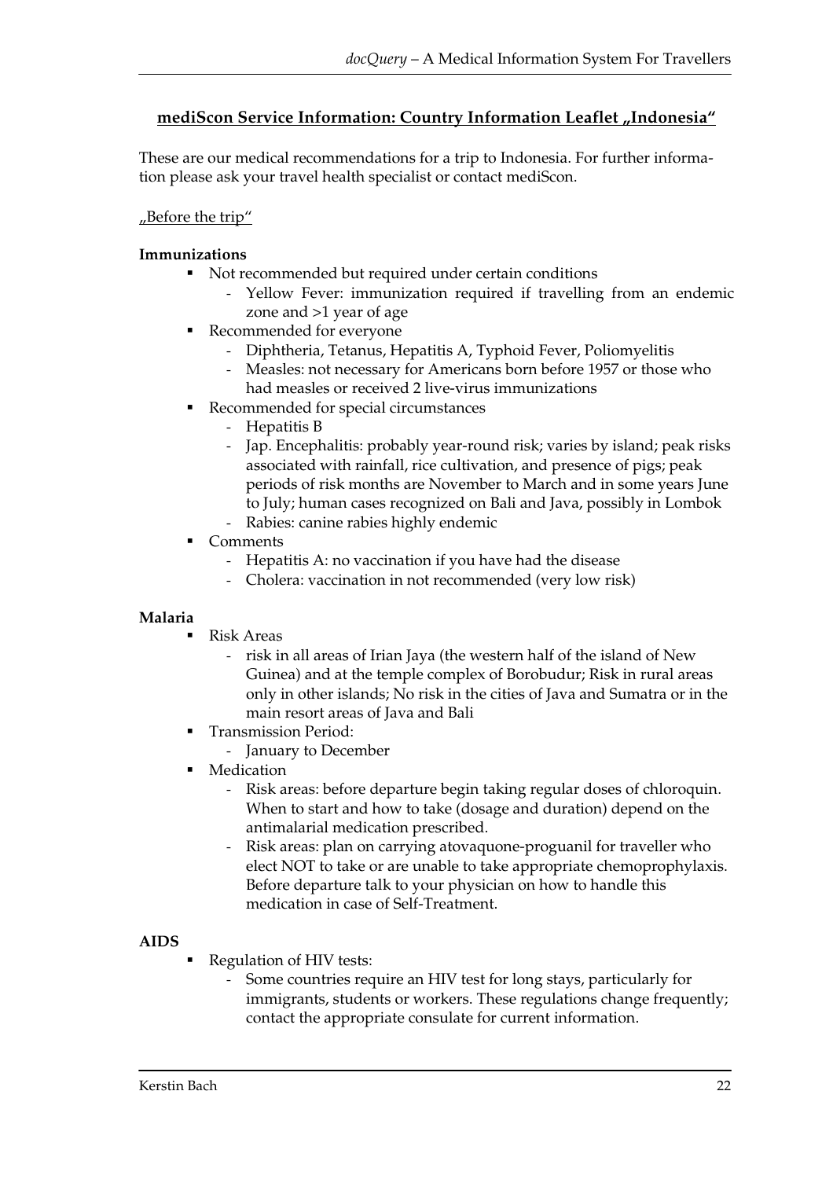## mediScon Service Information: Country Information Leaflet „Indonesia“

These are our medical recommendations for a trip to Indonesia. For further information please ask your travel health specialist or contact mediScon.

„Before the trip“

**Immunizations**

- Not recommended but required under certain conditions
  - Yellow Fever: immunization required if travelling from an endemic zone and >1 year of age
- Recommended for everyone
  - Diphtheria, Tetanus, Hepatitis A, Typhoid Fever, Poliomyelitis
  - Measles: not necessary for Americans born before 1957 or those who had measles or received 2 live-virus immunizations
- Recommended for special circumstances
  - Hepatitis B
  - Jap. Encephalitis: probably year-round risk; varies by island; peak risks associated with rainfall, rice cultivation, and presence of pigs; peak periods of risk months are November to March and in some years June to July; human cases recognized on Bali and Java, possibly in Lombok
  - Rabies: canine rabies highly endemic
- Comments
  - Hepatitis A: no vaccination if you have had the disease
  - Cholera: vaccination in not recommended (very low risk)

**Malaria**

- Risk Areas
  - risk in all areas of Irian Jaya (the western half of the island of New Guinea) and at the temple complex of Borobudur; Risk in rural areas only in other islands; No risk in the cities of Java and Sumatra or in the main resort areas of Java and Bali
- Transmission Period:
  - January to December
- Medication
  - Risk areas: before departure begin taking regular doses of chloroquin. When to start and how to take (dosage and duration) depend on the antimalarial medication prescribed.
  - Risk areas: plan on carrying atovaquone-proguanil for traveller who elect NOT to take or are unable to take appropriate chemoprophylaxis. Before departure talk to your physician on how to handle this medication in case of Self-Treatment.

**AIDS**

- Regulation of HIV tests:
  - Some countries require an HIV test for long stays, particularly for immigrants, students or workers. These regulations change frequently; contact the appropriate consulate for current information.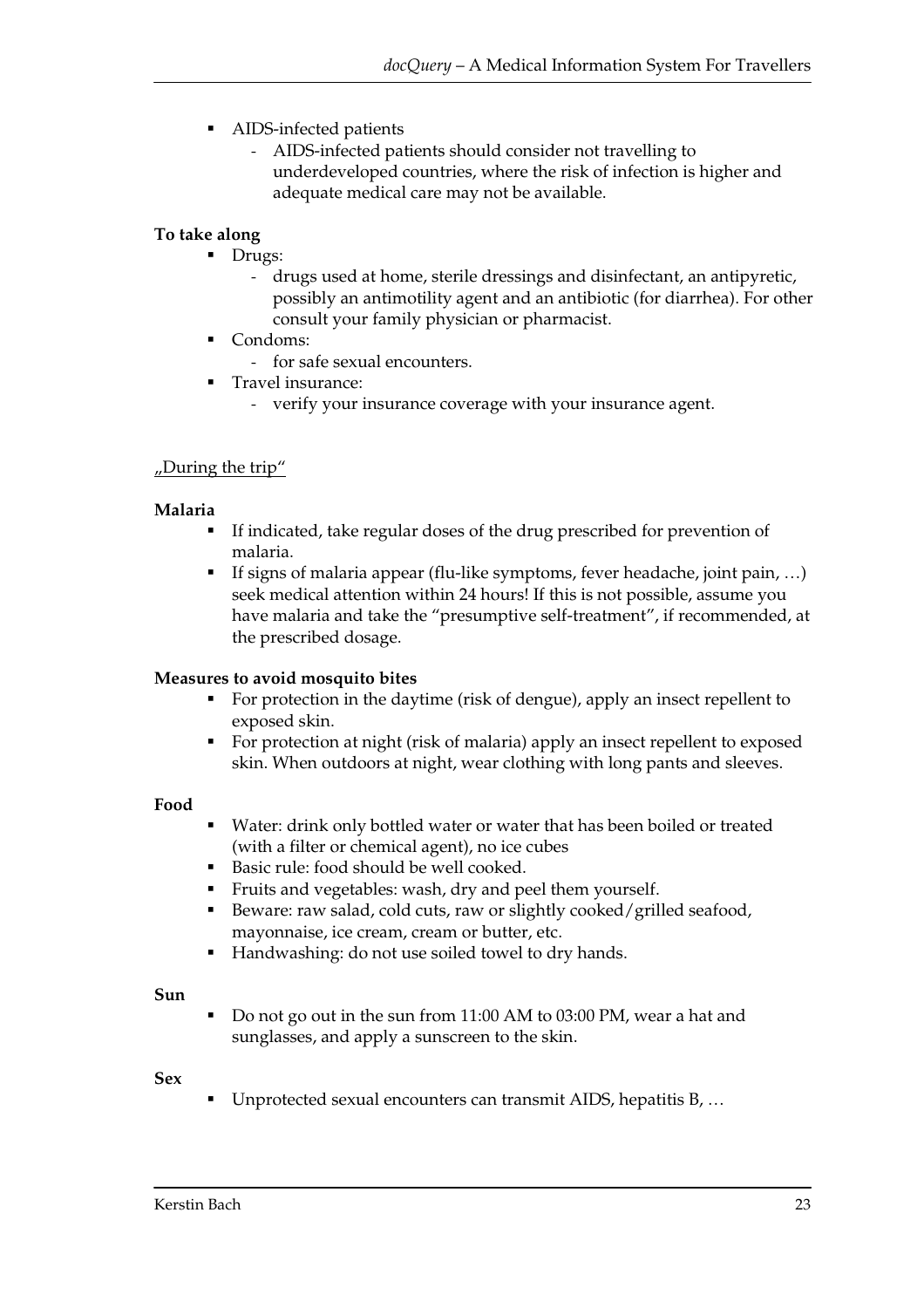- AIDS-infected patients
  - AIDS-infected patients should consider not travelling to underdeveloped countries, where the risk of infection is higher and adequate medical care may not be available.

**To take along**

- Drugs:
  - drugs used at home, sterile dressings and disinfectant, an antipyretic, possibly an antimotility agent and an antibiotic (for diarrhea). For other consult your family physician or pharmacist.
- Condoms:
  - for safe sexual encounters.
- Travel insurance:
  - verify your insurance coverage with your insurance agent.

„During the trip“

**Malaria**

- If indicated, take regular doses of the drug prescribed for prevention of malaria.
- If signs of malaria appear (flu-like symptoms, fever headache, joint pain, …) seek medical attention within 24 hours! If this is not possible, assume you have malaria and take the "presumptive self-treatment", if recommended, at the prescribed dosage.

**Measures to avoid mosquito bites**

- For protection in the daytime (risk of dengue), apply an insect repellent to exposed skin.
- For protection at night (risk of malaria) apply an insect repellent to exposed skin. When outdoors at night, wear clothing with long pants and sleeves.

**Food**

- Water: drink only bottled water or water that has been boiled or treated (with a filter or chemical agent), no ice cubes
- Basic rule: food should be well cooked.
- Fruits and vegetables: wash, dry and peel them yourself.
- Beware: raw salad, cold cuts, raw or slightly cooked/grilled seafood, mayonnaise, ice cream, cream or butter, etc.
- Handwashing: do not use soiled towel to dry hands.

**Sun**

- Do not go out in the sun from 11:00 AM to 03:00 PM, wear a hat and sunglasses, and apply a sunscreen to the skin.

**Sex**

- Unprotected sexual encounters can transmit AIDS, hepatitis B, …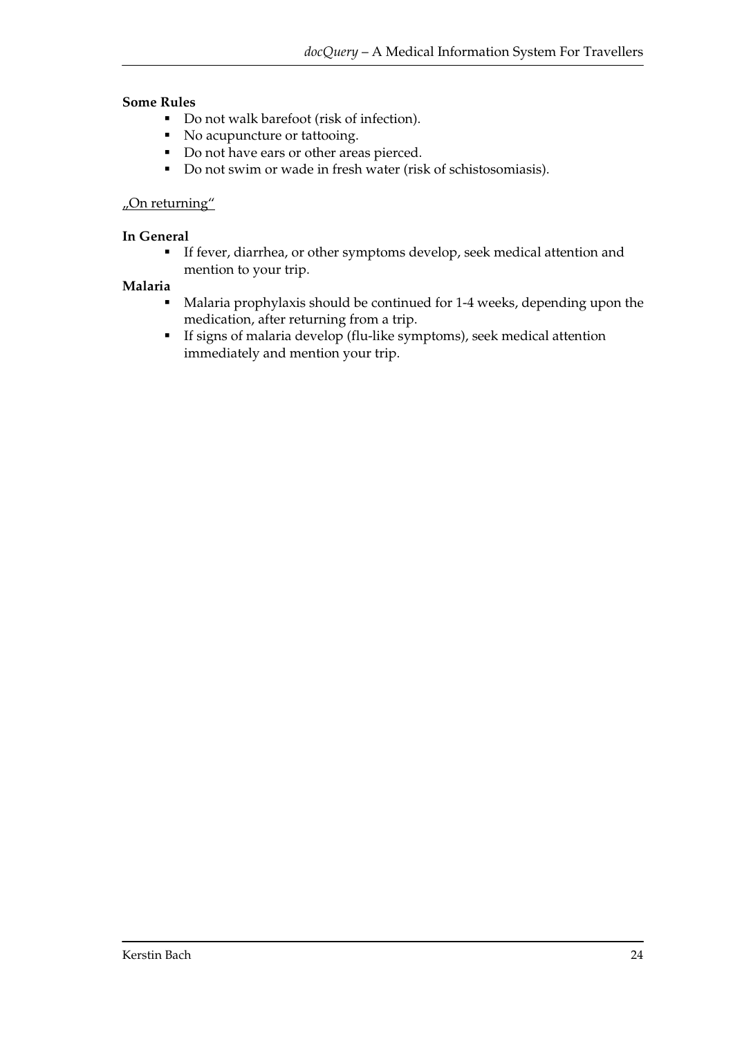**Some Rules**

- Do not walk barefoot (risk of infection).
- No acupuncture or tattooing.
- Do not have ears or other areas pierced.
- Do not swim or wade in fresh water (risk of schistosomiasis).

„On returning“

**In General**

- If fever, diarrhea, or other symptoms develop, seek medical attention and mention to your trip.

**Malaria**

- Malaria prophylaxis should be continued for 1-4 weeks, depending upon the medication, after returning from a trip.
- If signs of malaria develop (flu-like symptoms), seek medical attention immediately and mention your trip.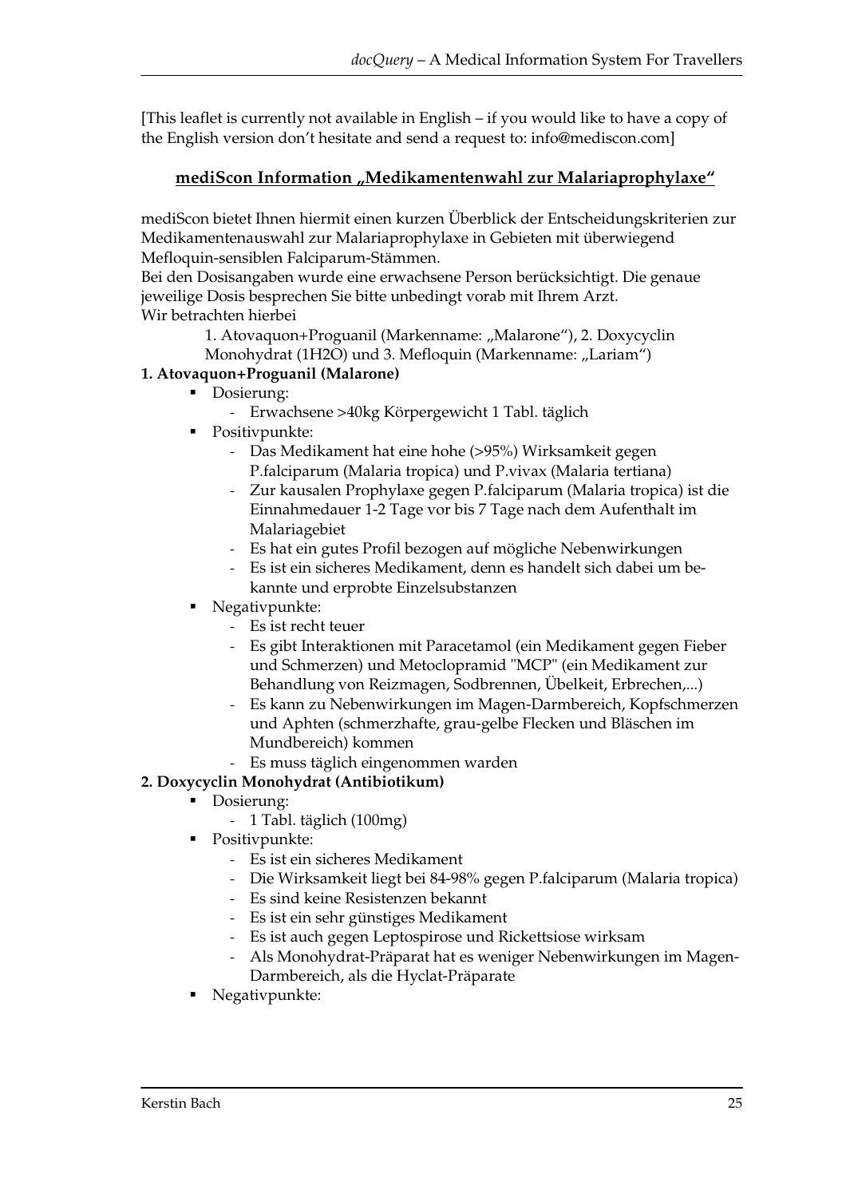[This leaflet is currently not available in English – if you would like to have a copy of the English version don't hesitate and send a request to: info@mediscon.com]

## mediScon Information „Medikamentenwahl zur Malariaprophylaxe"

mediScon bietet Ihnen hiermit einen kurzen Überblick der Entscheidungskriterien zur Medikamentenauswahl zur Malariaprophylaxe in Gebieten mit überwiegend Mefloquin-sensiblen Falciparum-Stämmen.
Bei den Dosisangaben wurde eine erwachsene Person berücksichtigt. Die genaue jeweilige Dosis besprechen Sie bitte unbedingt vorab mit Ihrem Arzt.
Wir betrachten hierbei

> 1. Atovaquon+Proguanil (Markenname: „Malarone"), 2. Doxycyclin Monohydrat (1H2O) und 3. Mefloquin (Markenname: „Lariam")

**1. Atovaquon+Proguanil (Malarone)**

- Dosierung:
  - Erwachsene >40kg Körpergewicht 1 Tabl. täglich
- Positivpunkte:
  - Das Medikament hat eine hohe (>95%) Wirksamkeit gegen P.falciparum (Malaria tropica) und P.vivax (Malaria tertiana)
  - Zur kausalen Prophylaxe gegen P.falciparum (Malaria tropica) ist die Einnahmedauer 1-2 Tage vor bis 7 Tage nach dem Aufenthalt im Malariagebiet
  - Es hat ein gutes Profil bezogen auf mögliche Nebenwirkungen
  - Es ist ein sicheres Medikament, denn es handelt sich dabei um bekannte und erprobte Einzelsubstanzen
- Negativpunkte:
  - Es ist recht teuer
  - Es gibt Interaktionen mit Paracetamol (ein Medikament gegen Fieber und Schmerzen) und Metoclopramid "MCP" (ein Medikament zur Behandlung von Reizmagen, Sodbrennen, Übelkeit, Erbrechen,...)
  - Es kann zu Nebenwirkungen im Magen-Darmbereich, Kopfschmerzen und Aphten (schmerzhafte, grau-gelbe Flecken und Bläschen im Mundbereich) kommen
  - Es muss täglich eingenommen warden

**2. Doxycyclin Monohydrat (Antibiotikum)**

- Dosierung:
  - 1 Tabl. täglich (100mg)
- Positivpunkte:
  - Es ist ein sicheres Medikament
  - Die Wirksamkeit liegt bei 84-98% gegen P.falciparum (Malaria tropica)
  - Es sind keine Resistenzen bekannt
  - Es ist ein sehr günstiges Medikament
  - Es ist auch gegen Leptospirose und Rickettsiose wirksam
  - Als Monohydrat-Präparat hat es weniger Nebenwirkungen im Magen-Darmbereich, als die Hyclat-Präparate
- Negativpunkte: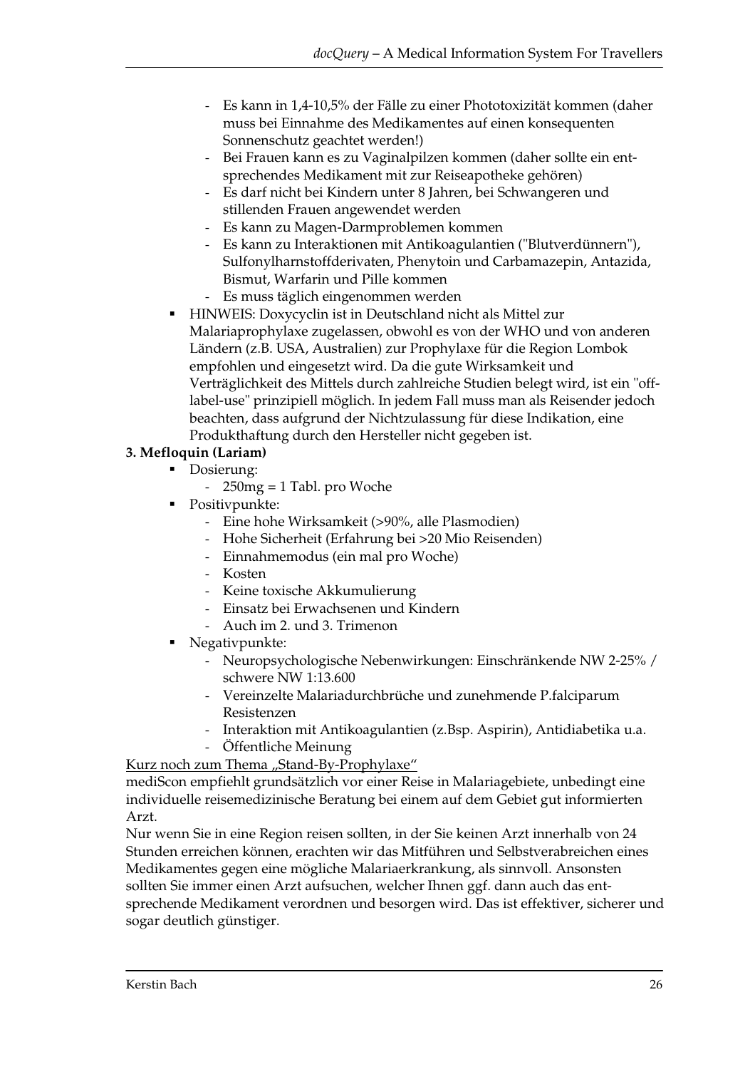- Es kann in 1,4-10,5% der Fälle zu einer Phototoxizität kommen (daher muss bei Einnahme des Medikamentes auf einen konsequenten Sonnenschutz geachtet werden!)
  - Bei Frauen kann es zu Vaginalpilzen kommen (daher sollte ein entsprechendes Medikament mit zur Reiseapotheke gehören)
  - Es darf nicht bei Kindern unter 8 Jahren, bei Schwangeren und stillenden Frauen angewendet werden
  - Es kann zu Magen-Darmproblemen kommen
  - Es kann zu Interaktionen mit Antikoagulantien ("Blutverdünnern"), Sulfonylharnstoffderivaten, Phenytoin und Carbamazepin, Antazida, Bismut, Warfarin und Pille kommen
  - Es muss täglich eingenommen werden
- HINWEIS: Doxycyclin ist in Deutschland nicht als Mittel zur Malariaprophylaxe zugelassen, obwohl es von der WHO und von anderen Ländern (z.B. USA, Australien) zur Prophylaxe für die Region Lombok empfohlen und eingesetzt wird. Da die gute Wirksamkeit und Verträglichkeit des Mittels durch zahlreiche Studien belegt wird, ist ein "off-label-use" prinzipiell möglich. In jedem Fall muss man als Reisender jedoch beachten, dass aufgrund der Nichtzulassung für diese Indikation, eine Produkthaftung durch den Hersteller nicht gegeben ist.

**3. Mefloquin (Lariam)**

- Dosierung:
  - 250mg = 1 Tabl. pro Woche
- Positivpunkte:
  - Eine hohe Wirksamkeit (>90%, alle Plasmodien)
  - Hohe Sicherheit (Erfahrung bei >20 Mio Reisenden)
  - Einnahmemodus (ein mal pro Woche)
  - Kosten
  - Keine toxische Akkumulierung
  - Einsatz bei Erwachsenen und Kindern
  - Auch im 2. und 3. Trimenon
- Negativpunkte:
  - Neuropsychologische Nebenwirkungen: Einschränkende NW 2-25% / schwere NW 1:13.600
  - Vereinzelte Malariadurchbrüche und zunehmende P.falciparum Resistenzen
  - Interaktion mit Antikoagulantien (z.Bsp. Aspirin), Antidiabetika u.a.
  - Öffentliche Meinung

<u>Kurz noch zum Thema „Stand-By-Prophylaxe“</u>

mediScon empfiehlt grundsätzlich vor einer Reise in Malariagebiete, unbedingt eine individuelle reisemedizinische Beratung bei einem auf dem Gebiet gut informierten Arzt.

Nur wenn Sie in eine Region reisen sollten, in der Sie keinen Arzt innerhalb von 24 Stunden erreichen können, erachten wir das Mitführen und Selbstverabreichen eines Medikamentes gegen eine mögliche Malariaerkrankung, als sinnvoll. Ansonsten sollten Sie immer einen Arzt aufsuchen, welcher Ihnen ggf. dann auch das entsprechende Medikament verordnen und besorgen wird. Das ist effektiver, sicherer und sogar deutlich günstiger.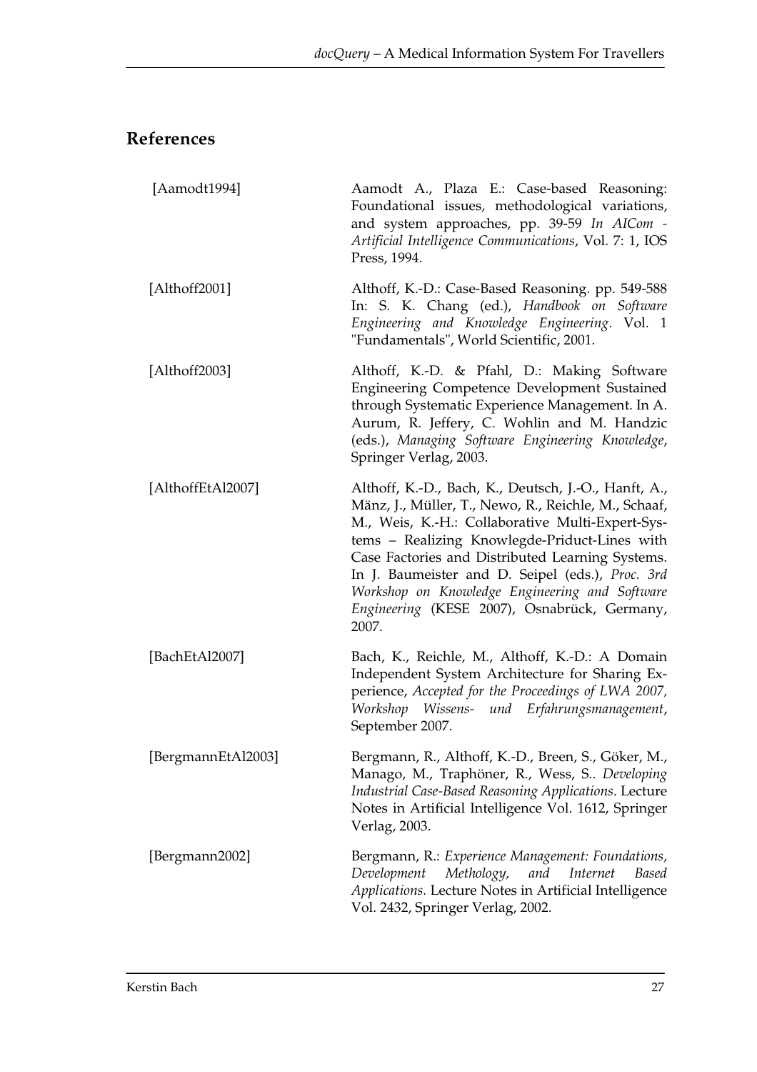## References

[Aamodt1994] Aamodt A., Plaza E.: Case-based Reasoning: Foundational issues, methodological variations, and system approaches, pp. 39-59 *In AICom - Artificial Intelligence Communications*, Vol. 7: 1, IOS Press, 1994.

[Althoff2001] Althoff, K.-D.: Case-Based Reasoning. pp. 549-588 In: S. K. Chang (ed.), *Handbook on Software Engineering and Knowledge Engineering*. Vol. 1 "Fundamentals", World Scientific, 2001.

[Althoff2003] Althoff, K.-D. & Pfahl, D.: Making Software Engineering Competence Development Sustained through Systematic Experience Management. In A. Aurum, R. Jeffery, C. Wohlin and M. Handzic (eds.), *Managing Software Engineering Knowledge*, Springer Verlag, 2003.

[AlthoffEtAl2007] Althoff, K.-D., Bach, K., Deutsch, J.-O., Hanft, A., Mänz, J., Müller, T., Newo, R., Reichle, M., Schaaf, M., Weis, K.-H.: Collaborative Multi-Expert-Systems – Realizing Knowlegde-Priduct-Lines with Case Factories and Distributed Learning Systems. In J. Baumeister and D. Seipel (eds.), *Proc. 3rd Workshop on Knowledge Engineering and Software Engineering* (KESE 2007), Osnabrück, Germany, 2007.

[BachEtAl2007] Bach, K., Reichle, M., Althoff, K.-D.: A Domain Independent System Architecture for Sharing Experience, *Accepted for the Proceedings of LWA 2007, Workshop Wissens- und Erfahrungsmanagement*, September 2007.

[BergmannEtAl2003] Bergmann, R., Althoff, K.-D., Breen, S., Göker, M., Manago, M., Traphöner, R., Wess, S.. *Developing Industrial Case-Based Reasoning Applications*. Lecture Notes in Artificial Intelligence Vol. 1612, Springer Verlag, 2003.

[Bergmann2002] Bergmann, R.: *Experience Management: Foundations, Development Methology, and Internet Based Applications.* Lecture Notes in Artificial Intelligence Vol. 2432, Springer Verlag, 2002.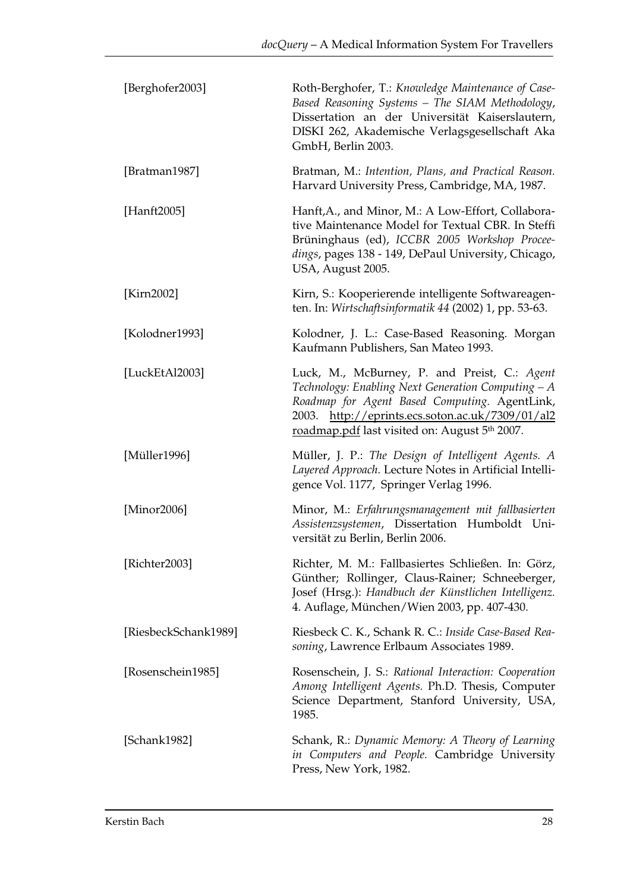| | |
|---|---|
| [Berghofer2003] | Roth-Berghofer, T.: *Knowledge Maintenance of Case-Based Reasoning Systems – The SIAM Methodology*, Dissertation an der Universität Kaiserslautern, DISKI 262, Akademische Verlagsgesellschaft Aka GmbH, Berlin 2003. |
| [Bratman1987] | Bratman, M.: *Intention, Plans, and Practical Reason.* Harvard University Press, Cambridge, MA, 1987. |
| [Hanft2005] | Hanft,A., and Minor, M.: A Low-Effort, Collaborative Maintenance Model for Textual CBR. In Steffi Brüninghaus (ed), *ICCBR 2005 Workshop Proceedings*, pages 138 - 149, DePaul University, Chicago, USA, August 2005. |
| [Kirn2002] | Kirn, S.: Kooperierende intelligente Softwareagenten. In: *Wirtschaftsinformatik 44* (2002) 1, pp. 53-63. |
| [Kolodner1993] | Kolodner, J. L.: Case-Based Reasoning. Morgan Kaufmann Publishers, San Mateo 1993. |
| [LuckEtAl2003] | Luck, M., McBurney, P. and Preist, C.: *Agent Technology: Enabling Next Generation Computing – A Roadmap for Agent Based Computing.* AgentLink, 2003. http://eprints.ecs.soton.ac.uk/7309/01/al2roadmap.pdf last visited on: August 5th 2007. |
| [Müller1996] | Müller, J. P.: *The Design of Intelligent Agents. A Layered Approach.* Lecture Notes in Artificial Intelligence Vol. 1177, Springer Verlag 1996. |
| [Minor2006] | Minor, M.: *Erfahrungsmanagement mit fallbasierten Assistenzsystemen*, Dissertation Humboldt Universität zu Berlin, Berlin 2006. |
| [Richter2003] | Richter, M. M.: Fallbasiertes Schließen. In: Görz, Günther; Rollinger, Claus-Rainer; Schneeberger, Josef (Hrsg.): *Handbuch der Künstlichen Intelligenz.* 4. Auflage, München/Wien 2003, pp. 407-430. |
| [RiesbeckSchank1989] | Riesbeck C. K., Schank R. C.: *Inside Case-Based Reasoning*, Lawrence Erlbaum Associates 1989. |
| [Rosenschein1985] | Rosenschein, J. S.: *Rational Interaction: Cooperation Among Intelligent Agents.* Ph.D. Thesis, Computer Science Department, Stanford University, USA, 1985. |
| [Schank1982] | Schank, R.: *Dynamic Memory: A Theory of Learning in Computers and People.* Cambridge University Press, New York, 1982. |